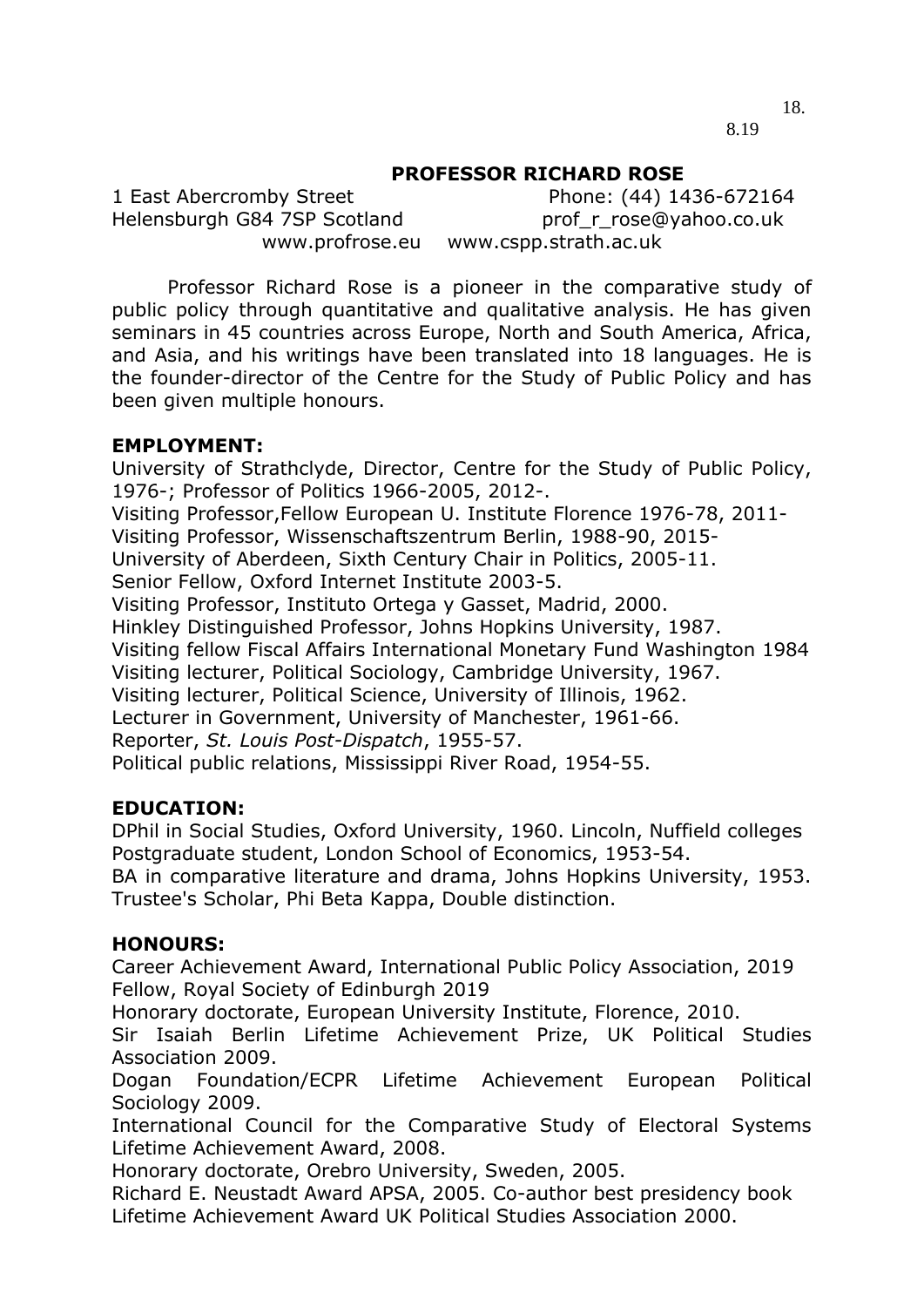18.
8.19

# PROFESSOR RICHARD ROSE

1 East Abercromby Street — Phone: (44) 1436-672164
Helensburgh G84 7SP Scotland — prof_r_rose@yahoo.co.uk
www.profrose.eu www.cspp.strath.ac.uk

Professor Richard Rose is a pioneer in the comparative study of public policy through quantitative and qualitative analysis. He has given seminars in 45 countries across Europe, North and South America, Africa, and Asia, and his writings have been translated into 18 languages. He is the founder-director of the Centre for the Study of Public Policy and has been given multiple honours.

## EMPLOYMENT:

University of Strathclyde, Director, Centre for the Study of Public Policy, 1976-; Professor of Politics 1966-2005, 2012-.
Visiting Professor,Fellow European U. Institute Florence 1976-78, 2011-
Visiting Professor, Wissenschaftszentrum Berlin, 1988-90, 2015-
University of Aberdeen, Sixth Century Chair in Politics, 2005-11.
Senior Fellow, Oxford Internet Institute 2003-5.
Visiting Professor, Instituto Ortega y Gasset, Madrid, 2000.
Hinkley Distinguished Professor, Johns Hopkins University, 1987.
Visiting fellow Fiscal Affairs International Monetary Fund Washington 1984
Visiting lecturer, Political Sociology, Cambridge University, 1967.
Visiting lecturer, Political Science, University of Illinois, 1962.
Lecturer in Government, University of Manchester, 1961-66.
Reporter, *St. Louis Post-Dispatch*, 1955-57.
Political public relations, Mississippi River Road, 1954-55.

## EDUCATION:

DPhil in Social Studies, Oxford University, 1960. Lincoln, Nuffield colleges
Postgraduate student, London School of Economics, 1953-54.
BA in comparative literature and drama, Johns Hopkins University, 1953. Trustee's Scholar, Phi Beta Kappa, Double distinction.

## HONOURS:

Career Achievement Award, International Public Policy Association, 2019
Fellow, Royal Society of Edinburgh 2019
Honorary doctorate, European University Institute, Florence, 2010.
Sir Isaiah Berlin Lifetime Achievement Prize, UK Political Studies Association 2009.
Dogan Foundation/ECPR Lifetime Achievement European Political Sociology 2009.
International Council for the Comparative Study of Electoral Systems Lifetime Achievement Award, 2008.
Honorary doctorate, Orebro University, Sweden, 2005.
Richard E. Neustadt Award APSA, 2005. Co-author best presidency book
Lifetime Achievement Award UK Political Studies Association 2000.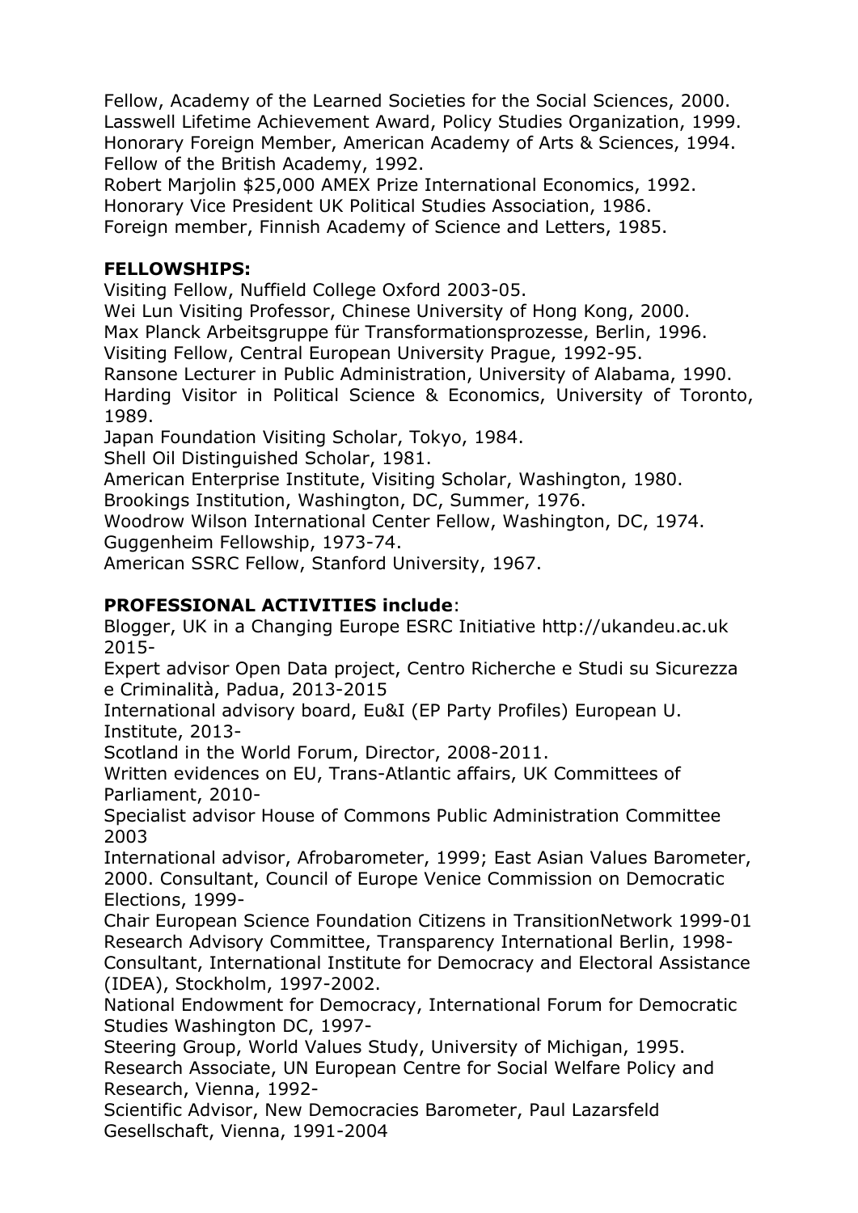Fellow, Academy of the Learned Societies for the Social Sciences, 2000.
Lasswell Lifetime Achievement Award, Policy Studies Organization, 1999.
Honorary Foreign Member, American Academy of Arts & Sciences, 1994.
Fellow of the British Academy, 1992.
Robert Marjolin $25,000 AMEX Prize International Economics, 1992.
Honorary Vice President UK Political Studies Association, 1986.
Foreign member, Finnish Academy of Science and Letters, 1985.

**FELLOWSHIPS:**
Visiting Fellow, Nuffield College Oxford 2003-05.
Wei Lun Visiting Professor, Chinese University of Hong Kong, 2000.
Max Planck Arbeitsgruppe für Transformationsprozesse, Berlin, 1996.
Visiting Fellow, Central European University Prague, 1992-95.
Ransone Lecturer in Public Administration, University of Alabama, 1990.
Harding Visitor in Political Science & Economics, University of Toronto, 1989.
Japan Foundation Visiting Scholar, Tokyo, 1984.
Shell Oil Distinguished Scholar, 1981.
American Enterprise Institute, Visiting Scholar, Washington, 1980.
Brookings Institution, Washington, DC, Summer, 1976.
Woodrow Wilson International Center Fellow, Washington, DC, 1974.
Guggenheim Fellowship, 1973-74.
American SSRC Fellow, Stanford University, 1967.

**PROFESSIONAL ACTIVITIES include**:
Blogger, UK in a Changing Europe ESRC Initiative http://ukandeu.ac.uk 2015-
Expert advisor Open Data project, Centro Richerche e Studi su Sicurezza e Criminalità, Padua, 2013-2015
International advisory board, Eu&I (EP Party Profiles) European U. Institute, 2013-
Scotland in the World Forum, Director, 2008-2011.
Written evidences on EU, Trans-Atlantic affairs, UK Committees of Parliament, 2010-
Specialist advisor House of Commons Public Administration Committee 2003
International advisor, Afrobarometer, 1999; East Asian Values Barometer, 2000. Consultant, Council of Europe Venice Commission on Democratic Elections, 1999-
Chair European Science Foundation Citizens in TransitionNetwork 1999-01
Research Advisory Committee, Transparency International Berlin, 1998-
Consultant, International Institute for Democracy and Electoral Assistance (IDEA), Stockholm, 1997-2002.
National Endowment for Democracy, International Forum for Democratic Studies Washington DC, 1997-
Steering Group, World Values Study, University of Michigan, 1995.
Research Associate, UN European Centre for Social Welfare Policy and Research, Vienna, 1992-
Scientific Advisor, New Democracies Barometer, Paul Lazarsfeld Gesellschaft, Vienna, 1991-2004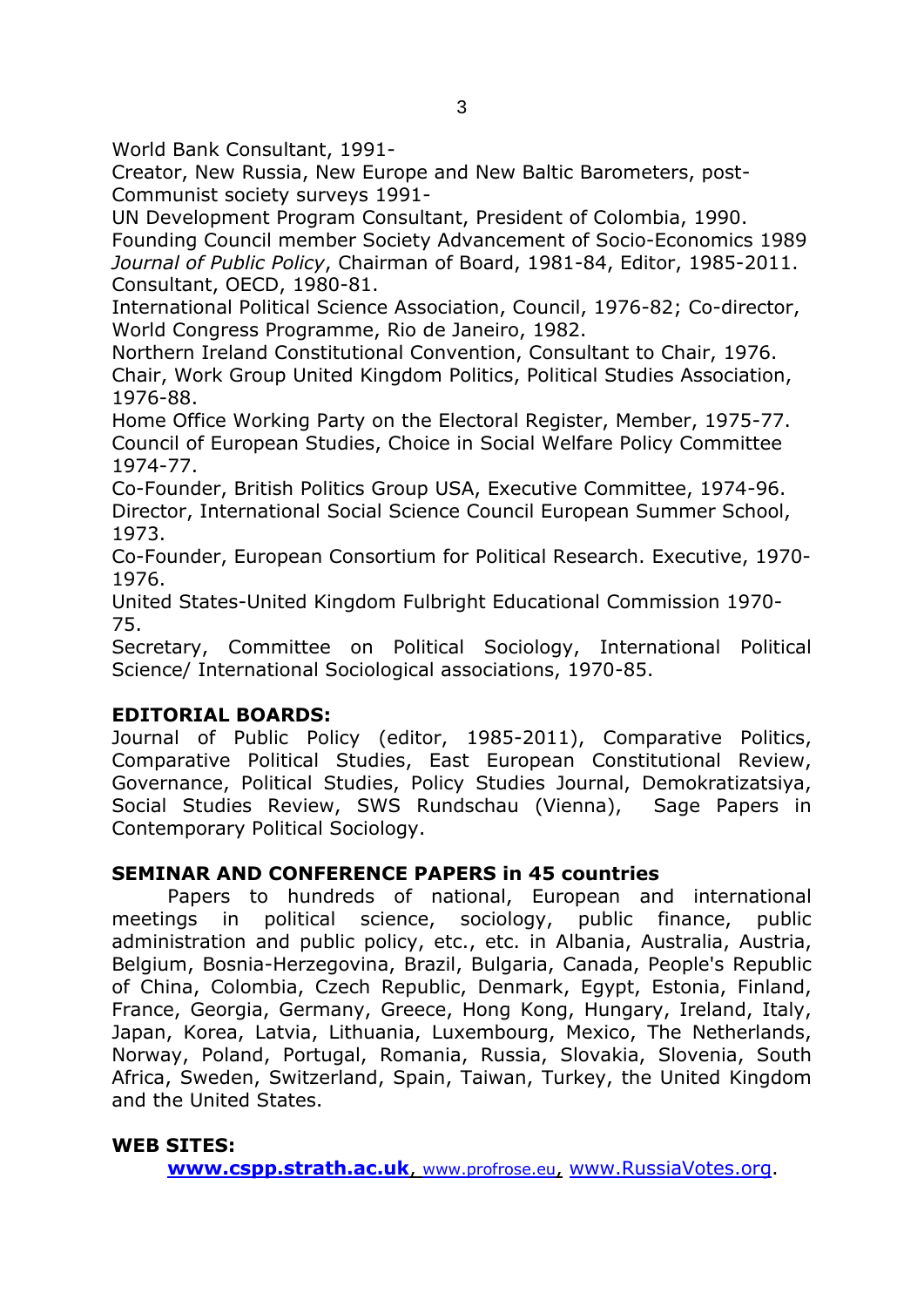World Bank Consultant, 1991-

Creator, New Russia, New Europe and New Baltic Barometers, post-Communist society surveys 1991-

UN Development Program Consultant, President of Colombia, 1990.

Founding Council member Society Advancement of Socio-Economics 1989

*Journal of Public Policy*, Chairman of Board, 1981-84, Editor, 1985-2011.

Consultant, OECD, 1980-81.

International Political Science Association, Council, 1976-82; Co-director, World Congress Programme, Rio de Janeiro, 1982.

Northern Ireland Constitutional Convention, Consultant to Chair, 1976.

Chair, Work Group United Kingdom Politics, Political Studies Association, 1976-88.

Home Office Working Party on the Electoral Register, Member, 1975-77.

Council of European Studies, Choice in Social Welfare Policy Committee 1974-77.

Co-Founder, British Politics Group USA, Executive Committee, 1974-96.

Director, International Social Science Council European Summer School, 1973.

Co-Founder, European Consortium for Political Research. Executive, 1970-1976.

United States-United Kingdom Fulbright Educational Commission 1970-75.

Secretary, Committee on Political Sociology, International Political Science/ International Sociological associations, 1970-85.

## EDITORIAL BOARDS:

Journal of Public Policy (editor, 1985-2011), Comparative Politics, Comparative Political Studies, East European Constitutional Review, Governance, Political Studies, Policy Studies Journal, Demokratizatsiya, Social Studies Review, SWS Rundschau (Vienna), Sage Papers in Contemporary Political Sociology.

## SEMINAR AND CONFERENCE PAPERS in 45 countries

Papers to hundreds of national, European and international meetings in political science, sociology, public finance, public administration and public policy, etc., etc. in Albania, Australia, Austria, Belgium, Bosnia-Herzegovina, Brazil, Bulgaria, Canada, People's Republic of China, Colombia, Czech Republic, Denmark, Egypt, Estonia, Finland, France, Georgia, Germany, Greece, Hong Kong, Hungary, Ireland, Italy, Japan, Korea, Latvia, Lithuania, Luxembourg, Mexico, The Netherlands, Norway, Poland, Portugal, Romania, Russia, Slovakia, Slovenia, South Africa, Sweden, Switzerland, Spain, Taiwan, Turkey, the United Kingdom and the United States.

## WEB SITES:

**www.cspp.strath.ac.uk**, www.profrose.eu, www.RussiaVotes.org.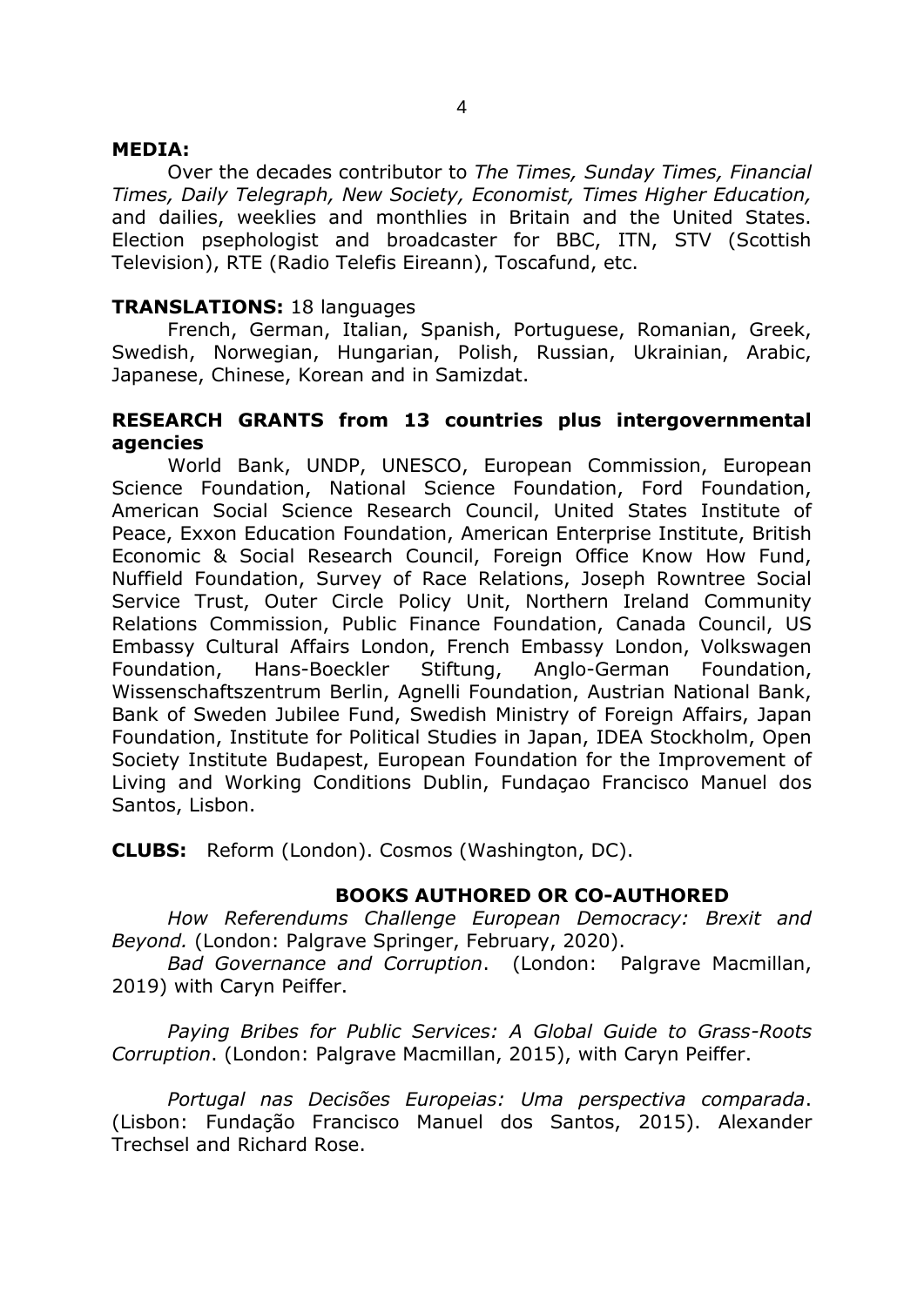**MEDIA:**

Over the decades contributor to *The Times, Sunday Times, Financial Times, Daily Telegraph, New Society, Economist, Times Higher Education,* and dailies, weeklies and monthlies in Britain and the United States. Election psephologist and broadcaster for BBC, ITN, STV (Scottish Television), RTE (Radio Telefis Eireann), Toscafund, etc.

**TRANSLATIONS:** 18 languages

French, German, Italian, Spanish, Portuguese, Romanian, Greek, Swedish, Norwegian, Hungarian, Polish, Russian, Ukrainian, Arabic, Japanese, Chinese, Korean and in Samizdat.

**RESEARCH GRANTS from 13 countries plus intergovernmental agencies**

World Bank, UNDP, UNESCO, European Commission, European Science Foundation, National Science Foundation, Ford Foundation, American Social Science Research Council, United States Institute of Peace, Exxon Education Foundation, American Enterprise Institute, British Economic & Social Research Council, Foreign Office Know How Fund, Nuffield Foundation, Survey of Race Relations, Joseph Rowntree Social Service Trust, Outer Circle Policy Unit, Northern Ireland Community Relations Commission, Public Finance Foundation, Canada Council, US Embassy Cultural Affairs London, French Embassy London, Volkswagen Foundation, Hans-Boeckler Stiftung, Anglo-German Foundation, Wissenschaftszentrum Berlin, Agnelli Foundation, Austrian National Bank, Bank of Sweden Jubilee Fund, Swedish Ministry of Foreign Affairs, Japan Foundation, Institute for Political Studies in Japan, IDEA Stockholm, Open Society Institute Budapest, European Foundation for the Improvement of Living and Working Conditions Dublin, Fundaçao Francisco Manuel dos Santos, Lisbon.

**CLUBS:** Reform (London). Cosmos (Washington, DC).

## BOOKS AUTHORED OR CO-AUTHORED

*How Referendums Challenge European Democracy: Brexit and Beyond.* (London: Palgrave Springer, February, 2020).

*Bad Governance and Corruption*. (London: Palgrave Macmillan, 2019) with Caryn Peiffer.

*Paying Bribes for Public Services: A Global Guide to Grass-Roots Corruption*. (London: Palgrave Macmillan, 2015), with Caryn Peiffer.

*Portugal nas Decisões Europeias: Uma perspectiva comparada*. (Lisbon: Fundação Francisco Manuel dos Santos, 2015). Alexander Trechsel and Richard Rose.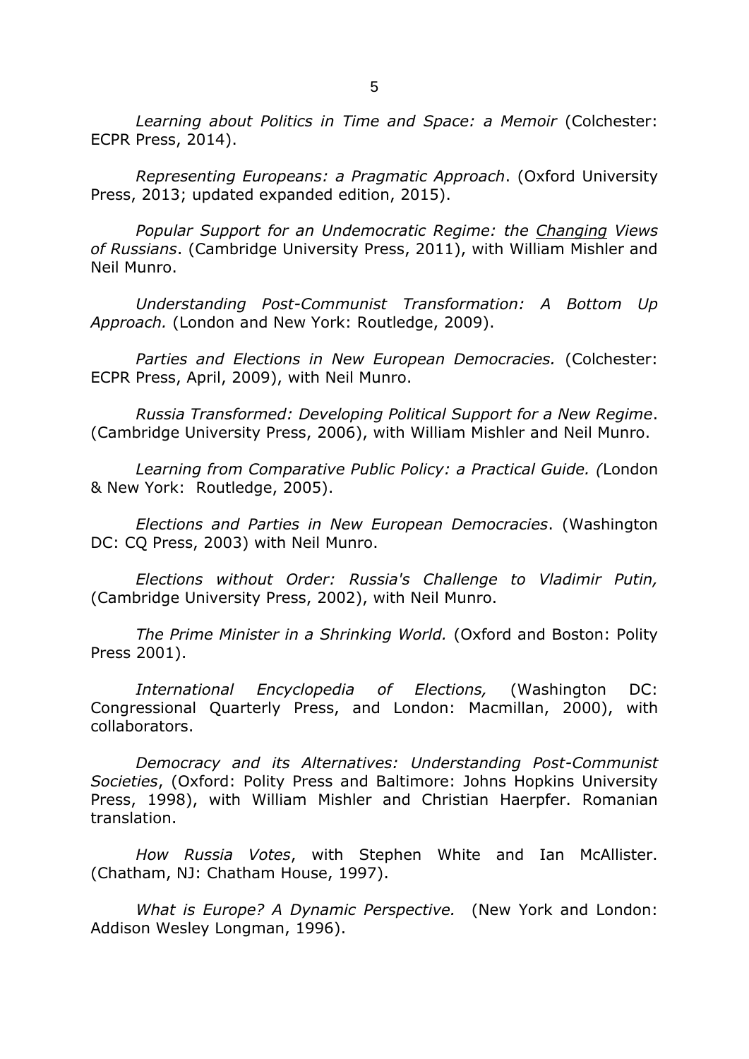*Learning about Politics in Time and Space: a Memoir* (Colchester: ECPR Press, 2014).

*Representing Europeans: a Pragmatic Approach*. (Oxford University Press, 2013; updated expanded edition, 2015).

*Popular Support for an Undemocratic Regime: the Changing Views of Russians*. (Cambridge University Press, 2011), with William Mishler and Neil Munro.

*Understanding Post-Communist Transformation: A Bottom Up Approach.* (London and New York: Routledge, 2009).

*Parties and Elections in New European Democracies.* (Colchester: ECPR Press, April, 2009), with Neil Munro.

*Russia Transformed: Developing Political Support for a New Regime*. (Cambridge University Press, 2006), with William Mishler and Neil Munro.

*Learning from Comparative Public Policy: a Practical Guide. (*London & New York: Routledge, 2005).

*Elections and Parties in New European Democracies*. (Washington DC: CQ Press, 2003) with Neil Munro.

*Elections without Order: Russia's Challenge to Vladimir Putin,* (Cambridge University Press, 2002), with Neil Munro.

*The Prime Minister in a Shrinking World.* (Oxford and Boston: Polity Press 2001).

*International Encyclopedia of Elections,* (Washington DC: Congressional Quarterly Press, and London: Macmillan, 2000), with collaborators.

*Democracy and its Alternatives: Understanding Post-Communist Societies*, (Oxford: Polity Press and Baltimore: Johns Hopkins University Press, 1998), with William Mishler and Christian Haerpfer. Romanian translation.

*How Russia Votes*, with Stephen White and Ian McAllister. (Chatham, NJ: Chatham House, 1997).

*What is Europe? A Dynamic Perspective.* (New York and London: Addison Wesley Longman, 1996).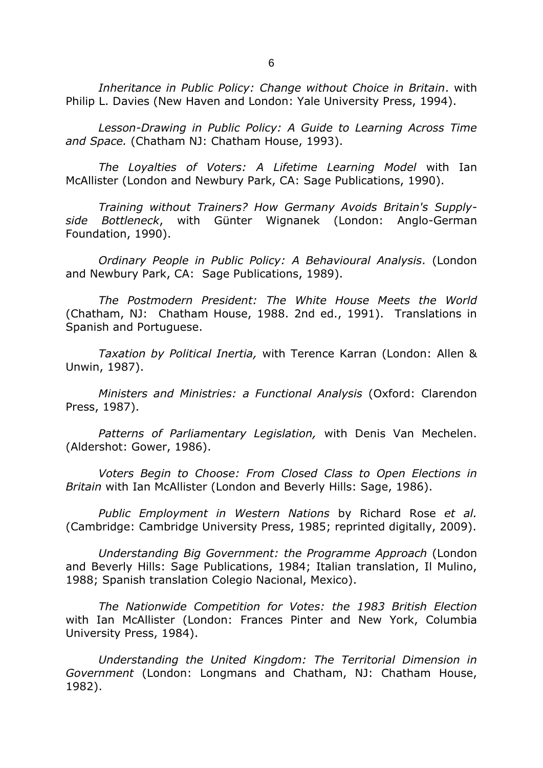*Inheritance in Public Policy: Change without Choice in Britain*. with Philip L. Davies (New Haven and London: Yale University Press, 1994).

*Lesson-Drawing in Public Policy: A Guide to Learning Across Time and Space.* (Chatham NJ: Chatham House, 1993).

*The Loyalties of Voters: A Lifetime Learning Model* with Ian McAllister (London and Newbury Park, CA: Sage Publications, 1990).

*Training without Trainers? How Germany Avoids Britain's Supply-side Bottleneck*, with Günter Wignanek (London: Anglo-German Foundation, 1990).

*Ordinary People in Public Policy: A Behavioural Analysis*. (London and Newbury Park, CA: Sage Publications, 1989).

*The Postmodern President: The White House Meets the World* (Chatham, NJ: Chatham House, 1988. 2nd ed., 1991). Translations in Spanish and Portuguese.

*Taxation by Political Inertia,* with Terence Karran (London: Allen & Unwin, 1987).

*Ministers and Ministries: a Functional Analysis* (Oxford: Clarendon Press, 1987).

*Patterns of Parliamentary Legislation,* with Denis Van Mechelen. (Aldershot: Gower, 1986).

*Voters Begin to Choose: From Closed Class to Open Elections in Britain* with Ian McAllister (London and Beverly Hills: Sage, 1986).

*Public Employment in Western Nations* by Richard Rose *et al.* (Cambridge: Cambridge University Press, 1985; reprinted digitally, 2009).

*Understanding Big Government: the Programme Approach* (London and Beverly Hills: Sage Publications, 1984; Italian translation, Il Mulino, 1988; Spanish translation Colegio Nacional, Mexico).

*The Nationwide Competition for Votes: the 1983 British Election* with Ian McAllister (London: Frances Pinter and New York, Columbia University Press, 1984).

*Understanding the United Kingdom: The Territorial Dimension in Government* (London: Longmans and Chatham, NJ: Chatham House, 1982).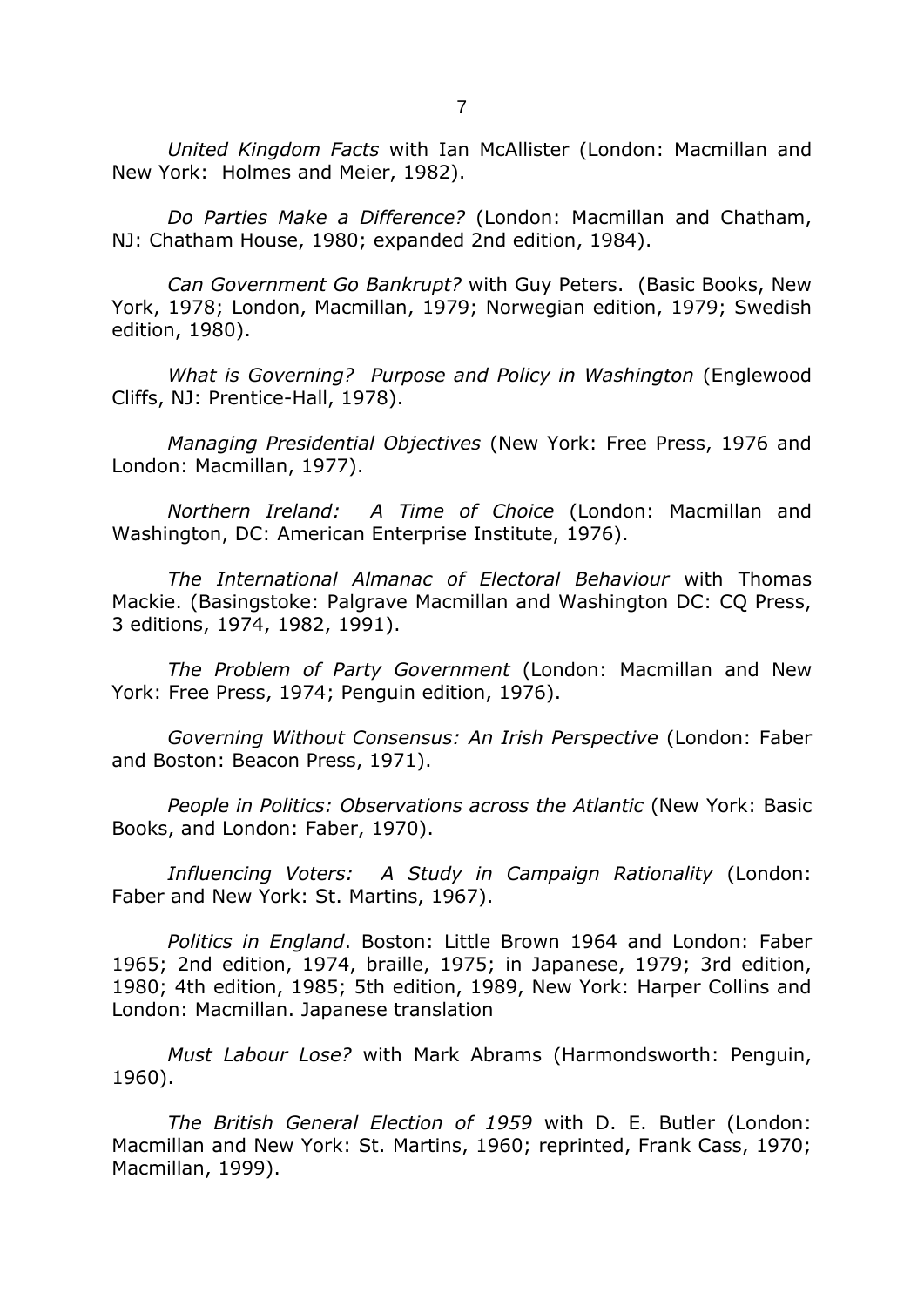*United Kingdom Facts* with Ian McAllister (London: Macmillan and New York: Holmes and Meier, 1982).

*Do Parties Make a Difference?* (London: Macmillan and Chatham, NJ: Chatham House, 1980; expanded 2nd edition, 1984).

*Can Government Go Bankrupt?* with Guy Peters. (Basic Books, New York, 1978; London, Macmillan, 1979; Norwegian edition, 1979; Swedish edition, 1980).

*What is Governing? Purpose and Policy in Washington* (Englewood Cliffs, NJ: Prentice-Hall, 1978).

*Managing Presidential Objectives* (New York: Free Press, 1976 and London: Macmillan, 1977).

*Northern Ireland: A Time of Choice* (London: Macmillan and Washington, DC: American Enterprise Institute, 1976).

*The International Almanac of Electoral Behaviour* with Thomas Mackie. (Basingstoke: Palgrave Macmillan and Washington DC: CQ Press, 3 editions, 1974, 1982, 1991).

*The Problem of Party Government* (London: Macmillan and New York: Free Press, 1974; Penguin edition, 1976).

*Governing Without Consensus: An Irish Perspective* (London: Faber and Boston: Beacon Press, 1971).

*People in Politics: Observations across the Atlantic* (New York: Basic Books, and London: Faber, 1970).

*Influencing Voters: A Study in Campaign Rationality* (London: Faber and New York: St. Martins, 1967).

*Politics in England*. Boston: Little Brown 1964 and London: Faber 1965; 2nd edition, 1974, braille, 1975; in Japanese, 1979; 3rd edition, 1980; 4th edition, 1985; 5th edition, 1989, New York: Harper Collins and London: Macmillan. Japanese translation

*Must Labour Lose?* with Mark Abrams (Harmondsworth: Penguin, 1960).

*The British General Election of 1959* with D. E. Butler (London: Macmillan and New York: St. Martins, 1960; reprinted, Frank Cass, 1970; Macmillan, 1999).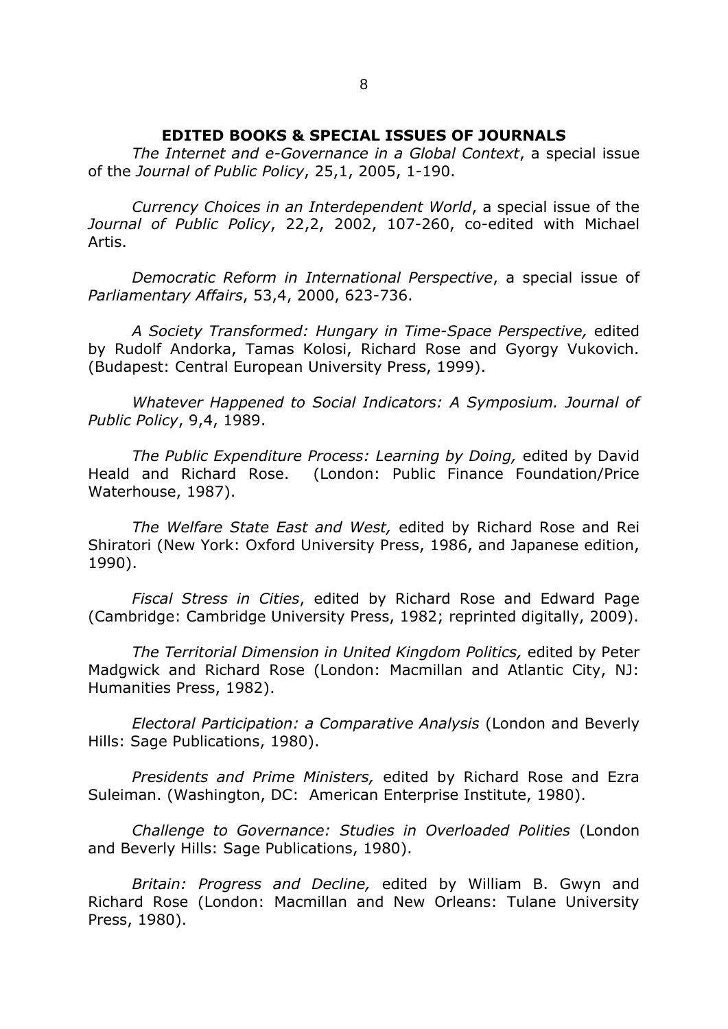## EDITED BOOKS & SPECIAL ISSUES OF JOURNALS

*The Internet and e-Governance in a Global Context*, a special issue of the *Journal of Public Policy*, 25,1, 2005, 1-190.

*Currency Choices in an Interdependent World*, a special issue of the *Journal of Public Policy*, 22,2, 2002, 107-260, co-edited with Michael Artis.

*Democratic Reform in International Perspective*, a special issue of *Parliamentary Affairs*, 53,4, 2000, 623-736.

*A Society Transformed: Hungary in Time-Space Perspective,* edited by Rudolf Andorka, Tamas Kolosi, Richard Rose and Gyorgy Vukovich. (Budapest: Central European University Press, 1999).

*Whatever Happened to Social Indicators: A Symposium. Journal of Public Policy*, 9,4, 1989.

*The Public Expenditure Process: Learning by Doing,* edited by David Heald and Richard Rose. (London: Public Finance Foundation/Price Waterhouse, 1987).

*The Welfare State East and West,* edited by Richard Rose and Rei Shiratori (New York: Oxford University Press, 1986, and Japanese edition, 1990).

*Fiscal Stress in Cities*, edited by Richard Rose and Edward Page (Cambridge: Cambridge University Press, 1982; reprinted digitally, 2009).

*The Territorial Dimension in United Kingdom Politics,* edited by Peter Madgwick and Richard Rose (London: Macmillan and Atlantic City, NJ: Humanities Press, 1982).

*Electoral Participation: a Comparative Analysis* (London and Beverly Hills: Sage Publications, 1980).

*Presidents and Prime Ministers,* edited by Richard Rose and Ezra Suleiman. (Washington, DC: American Enterprise Institute, 1980).

*Challenge to Governance: Studies in Overloaded Polities* (London and Beverly Hills: Sage Publications, 1980).

*Britain: Progress and Decline,* edited by William B. Gwyn and Richard Rose (London: Macmillan and New Orleans: Tulane University Press, 1980).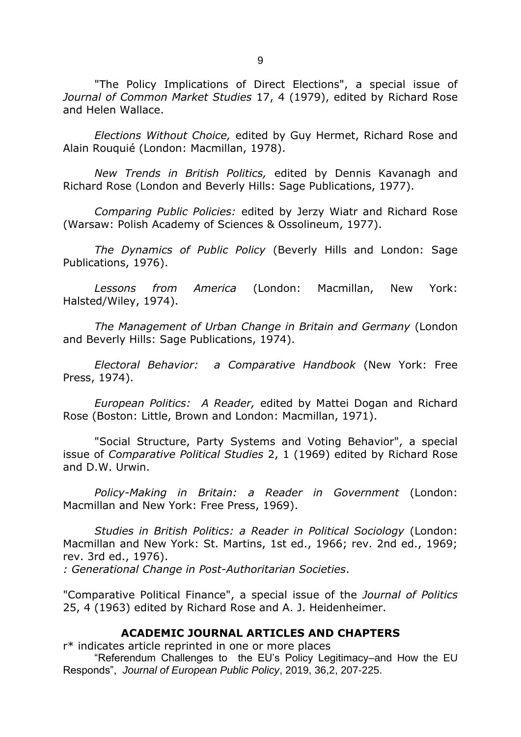"The Policy Implications of Direct Elections", a special issue of *Journal of Common Market Studies* 17, 4 (1979), edited by Richard Rose and Helen Wallace.

*Elections Without Choice,* edited by Guy Hermet, Richard Rose and Alain Rouquié (London: Macmillan, 1978).

*New Trends in British Politics,* edited by Dennis Kavanagh and Richard Rose (London and Beverly Hills: Sage Publications, 1977).

*Comparing Public Policies:* edited by Jerzy Wiatr and Richard Rose (Warsaw: Polish Academy of Sciences & Ossolineum, 1977).

*The Dynamics of Public Policy* (Beverly Hills and London: Sage Publications, 1976).

*Lessons from America* (London: Macmillan, New York: Halsted/Wiley, 1974).

*The Management of Urban Change in Britain and Germany* (London and Beverly Hills: Sage Publications, 1974).

*Electoral Behavior: a Comparative Handbook* (New York: Free Press, 1974).

*European Politics: A Reader,* edited by Mattei Dogan and Richard Rose (Boston: Little, Brown and London: Macmillan, 1971).

"Social Structure, Party Systems and Voting Behavior", a special issue of *Comparative Political Studies* 2, 1 (1969) edited by Richard Rose and D.W. Urwin.

*Policy-Making in Britain: a Reader in Government* (London: Macmillan and New York: Free Press, 1969).

*Studies in British Politics: a Reader in Political Sociology* (London: Macmillan and New York: St. Martins, 1st ed., 1966; rev. 2nd ed., 1969; rev. 3rd ed., 1976).
*: Generational Change in Post-Authoritarian Societies*.

"Comparative Political Finance", a special issue of the *Journal of Politics* 25, 4 (1963) edited by Richard Rose and A. J. Heidenheimer.

## ACADEMIC JOURNAL ARTICLES AND CHAPTERS

r* indicates article reprinted in one or more places

"Referendum Challenges to the EU's Policy Legitimacy–and How the EU Responds", *Journal of European Public Policy*, 2019, 36,2, 207-225.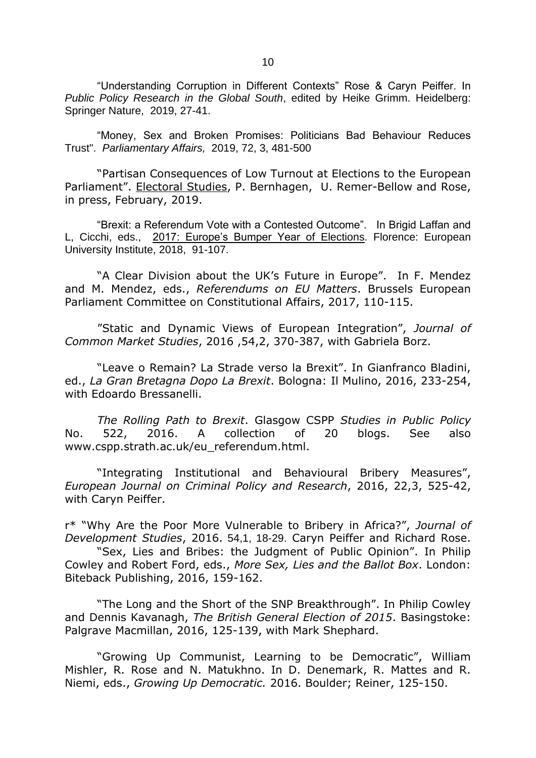"Understanding Corruption in Different Contexts" Rose & Caryn Peiffer. In *Public Policy Research in the Global South*, edited by Heike Grimm. Heidelberg: Springer Nature, 2019, 27-41.

"Money, Sex and Broken Promises: Politicians Bad Behaviour Reduces Trust". *Parliamentary Affairs,* 2019, 72, 3, 481-500

"Partisan Consequences of Low Turnout at Elections to the European Parliament". Electoral Studies, P. Bernhagen, U. Remer-Bellow and Rose, in press, February, 2019.

"Brexit: a Referendum Vote with a Contested Outcome". In Brigid Laffan and L, Cicchi, eds., 2017: Europe's Bumper Year of Elections. Florence: European University Institute, 2018, 91-107.

"A Clear Division about the UK's Future in Europe". In F. Mendez and M. Mendez, eds., *Referendums on EU Matters*. Brussels European Parliament Committee on Constitutional Affairs, 2017, 110-115.

"Static and Dynamic Views of European Integration", *Journal of Common Market Studies*, 2016 ,54,2, 370-387, with Gabriela Borz.

"Leave o Remain? La Strade verso la Brexit". In Gianfranco Bladini, ed., *La Gran Bretagna Dopo La Brexit*. Bologna: Il Mulino, 2016, 233-254, with Edoardo Bressanelli.

*The Rolling Path to Brexit*. Glasgow CSPP *Studies in Public Policy* No. 522, 2016. A collection of 20 blogs. See also www.cspp.strath.ac.uk/eu_referendum.html.

"Integrating Institutional and Behavioural Bribery Measures", *European Journal on Criminal Policy and Research*, 2016, 22,3, 525-42, with Caryn Peiffer.

r* "Why Are the Poor More Vulnerable to Bribery in Africa?", *Journal of Development Studies*, 2016. 54,1, 18-29. Caryn Peiffer and Richard Rose.

"Sex, Lies and Bribes: the Judgment of Public Opinion". In Philip Cowley and Robert Ford, eds., *More Sex, Lies and the Ballot Box*. London: Biteback Publishing, 2016, 159-162.

"The Long and the Short of the SNP Breakthrough". In Philip Cowley and Dennis Kavanagh, *The British General Election of 2015*. Basingstoke: Palgrave Macmillan, 2016, 125-139, with Mark Shephard.

"Growing Up Communist, Learning to be Democratic", William Mishler, R. Rose and N. Matukhno. In D. Denemark, R. Mattes and R. Niemi, eds., *Growing Up Democratic.* 2016. Boulder; Reiner, 125-150.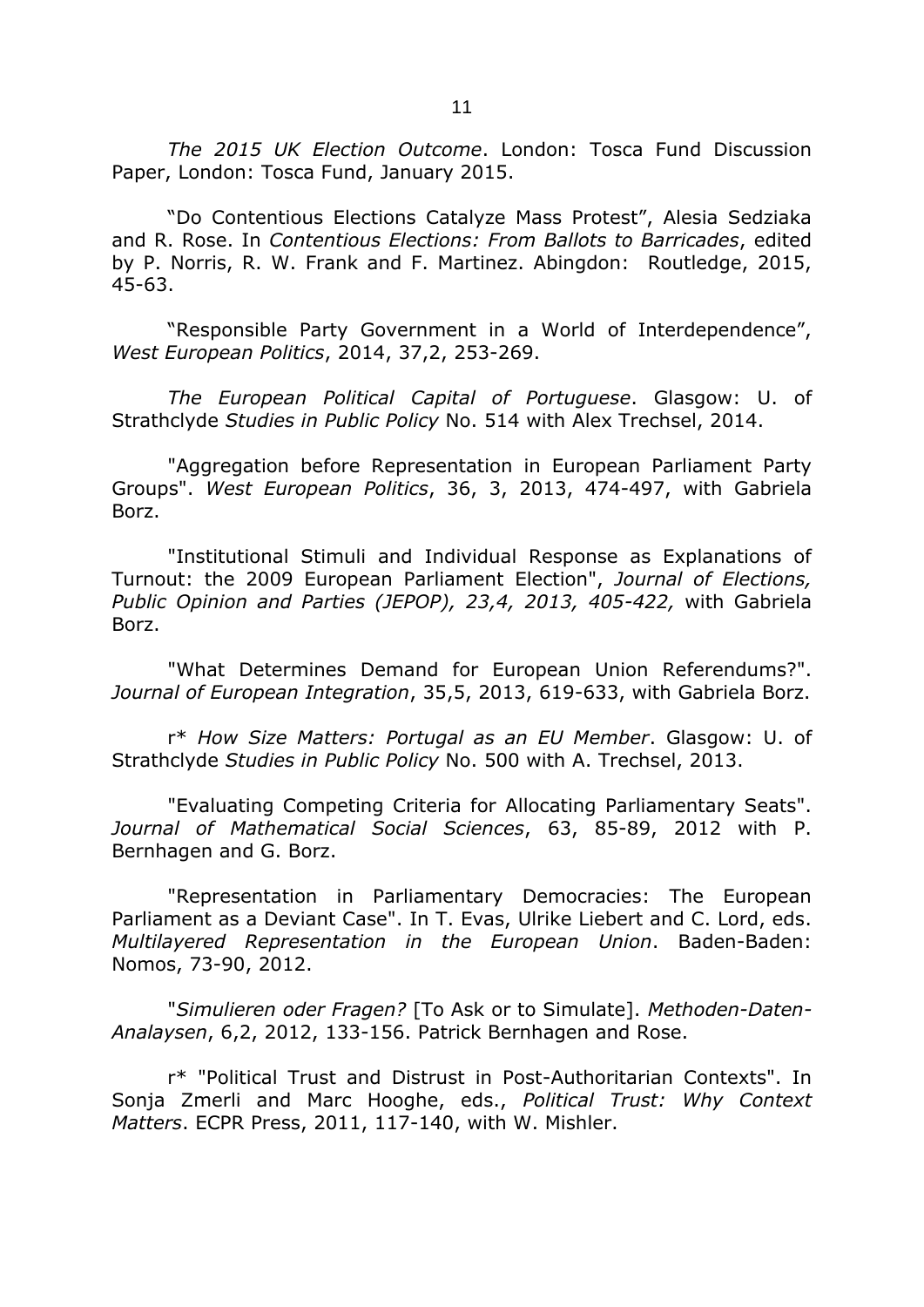*The 2015 UK Election Outcome*. London: Tosca Fund Discussion Paper, London: Tosca Fund, January 2015.

"Do Contentious Elections Catalyze Mass Protest", Alesia Sedziaka and R. Rose. In *Contentious Elections: From Ballots to Barricades*, edited by P. Norris, R. W. Frank and F. Martinez. Abingdon: Routledge, 2015, 45-63.

"Responsible Party Government in a World of Interdependence", *West European Politics*, 2014, 37,2, 253-269.

*The European Political Capital of Portuguese*. Glasgow: U. of Strathclyde *Studies in Public Policy* No. 514 with Alex Trechsel, 2014.

"Aggregation before Representation in European Parliament Party Groups". *West European Politics*, 36, 3, 2013, 474-497, with Gabriela Borz.

"Institutional Stimuli and Individual Response as Explanations of Turnout: the 2009 European Parliament Election", *Journal of Elections, Public Opinion and Parties (JEPOP), 23,4, 2013, 405-422,* with Gabriela Borz.

"What Determines Demand for European Union Referendums?". *Journal of European Integration*, 35,5, 2013, 619-633, with Gabriela Borz.

r* *How Size Matters: Portugal as an EU Member*. Glasgow: U. of Strathclyde *Studies in Public Policy* No. 500 with A. Trechsel, 2013.

"Evaluating Competing Criteria for Allocating Parliamentary Seats". *Journal of Mathematical Social Sciences*, 63, 85-89, 2012 with P. Bernhagen and G. Borz.

"Representation in Parliamentary Democracies: The European Parliament as a Deviant Case". In T. Evas, Ulrike Liebert and C. Lord, eds. *Multilayered Representation in the European Union*. Baden-Baden: Nomos, 73-90, 2012.

"*Simulieren oder Fragen?* [To Ask or to Simulate]. *Methoden-Daten-Analaysen*, 6,2, 2012, 133-156. Patrick Bernhagen and Rose.

r* "Political Trust and Distrust in Post-Authoritarian Contexts". In Sonja Zmerli and Marc Hooghe, eds., *Political Trust: Why Context Matters*. ECPR Press, 2011, 117-140, with W. Mishler.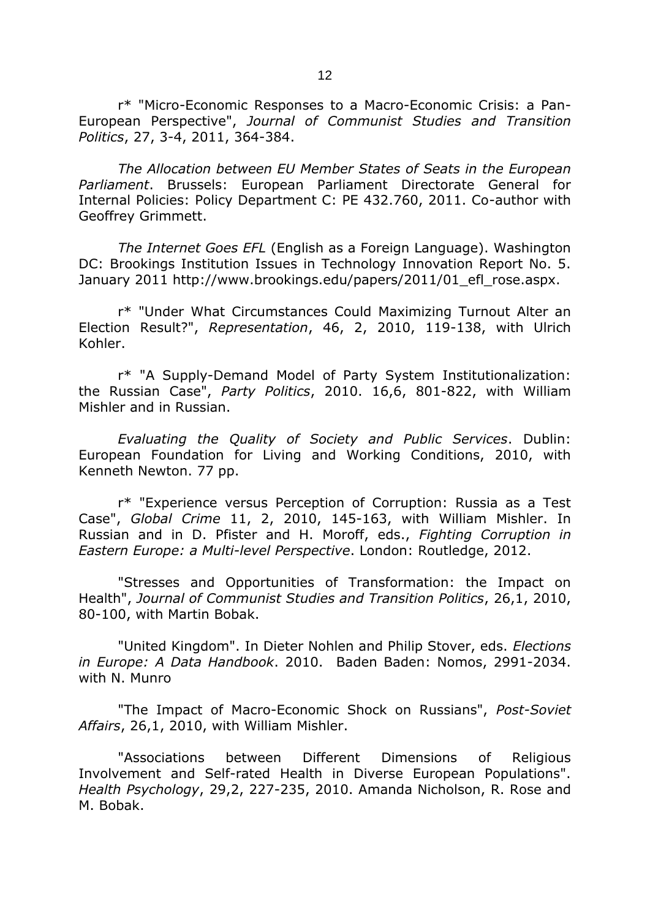r* "Micro-Economic Responses to a Macro-Economic Crisis: a Pan-European Perspective", *Journal of Communist Studies and Transition Politics*, 27, 3-4, 2011, 364-384.

*The Allocation between EU Member States of Seats in the European Parliament*. Brussels: European Parliament Directorate General for Internal Policies: Policy Department C: PE 432.760, 2011. Co-author with Geoffrey Grimmett.

*The Internet Goes EFL* (English as a Foreign Language). Washington DC: Brookings Institution Issues in Technology Innovation Report No. 5. January 2011 http://www.brookings.edu/papers/2011/01_efl_rose.aspx.

r* "Under What Circumstances Could Maximizing Turnout Alter an Election Result?", *Representation*, 46, 2, 2010, 119-138, with Ulrich Kohler.

r* "A Supply-Demand Model of Party System Institutionalization: the Russian Case", *Party Politics*, 2010. 16,6, 801-822, with William Mishler and in Russian.

*Evaluating the Quality of Society and Public Services*. Dublin: European Foundation for Living and Working Conditions, 2010, with Kenneth Newton. 77 pp.

r* "Experience versus Perception of Corruption: Russia as a Test Case", *Global Crime* 11, 2, 2010, 145-163, with William Mishler. In Russian and in D. Pfister and H. Moroff, eds., *Fighting Corruption in Eastern Europe: a Multi-level Perspective*. London: Routledge, 2012.

"Stresses and Opportunities of Transformation: the Impact on Health", *Journal of Communist Studies and Transition Politics*, 26,1, 2010, 80-100, with Martin Bobak.

"United Kingdom". In Dieter Nohlen and Philip Stover, eds. *Elections in Europe: A Data Handbook*. 2010. Baden Baden: Nomos, 2991-2034. with N. Munro

"The Impact of Macro-Economic Shock on Russians", *Post-Soviet Affairs*, 26,1, 2010, with William Mishler.

"Associations between Different Dimensions of Religious Involvement and Self-rated Health in Diverse European Populations". *Health Psychology*, 29,2, 227-235, 2010. Amanda Nicholson, R. Rose and M. Bobak.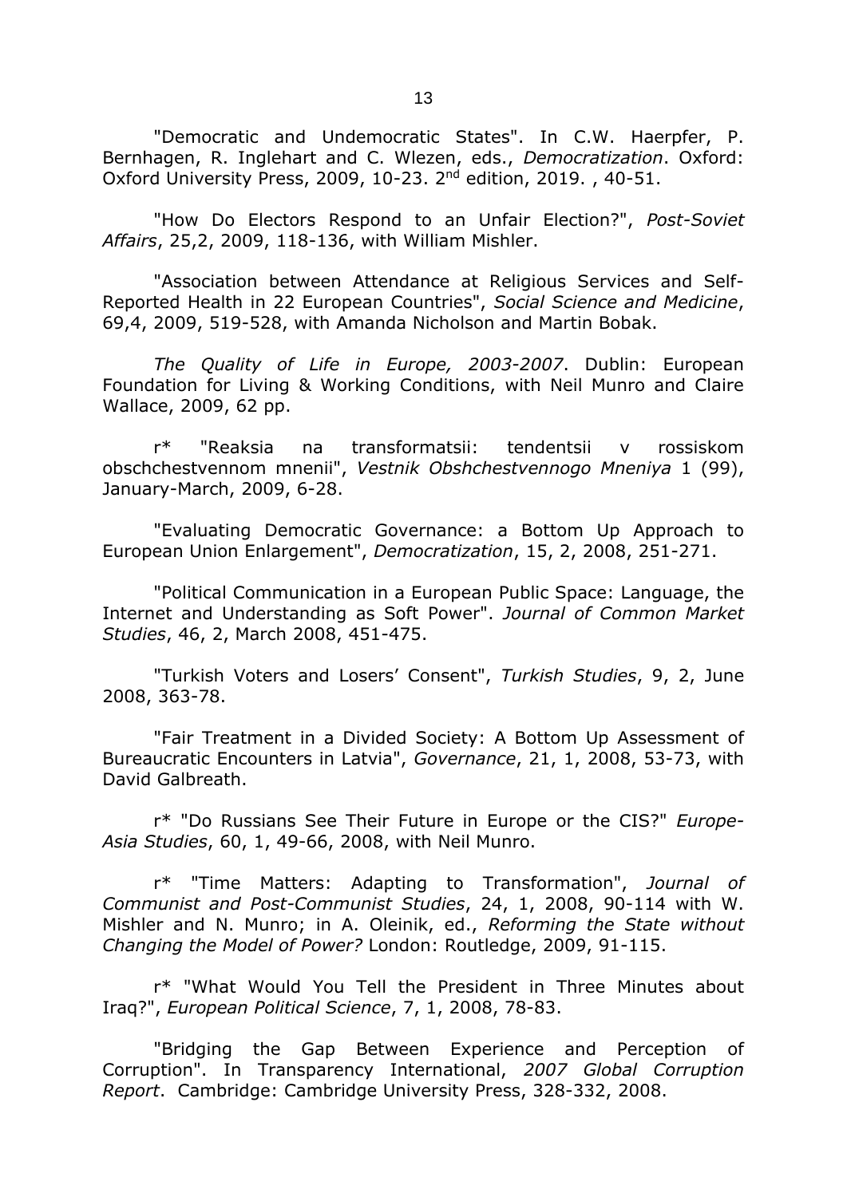"Democratic and Undemocratic States". In C.W. Haerpfer, P. Bernhagen, R. Inglehart and C. Wlezen, eds., *Democratization*. Oxford: Oxford University Press, 2009, 10-23. 2nd edition, 2019. , 40-51.

"How Do Electors Respond to an Unfair Election?", *Post-Soviet Affairs*, 25,2, 2009, 118-136, with William Mishler.

"Association between Attendance at Religious Services and Self-Reported Health in 22 European Countries", *Social Science and Medicine*, 69,4, 2009, 519-528, with Amanda Nicholson and Martin Bobak.

*The Quality of Life in Europe, 2003-2007*. Dublin: European Foundation for Living & Working Conditions, with Neil Munro and Claire Wallace, 2009, 62 pp.

r* "Reaksia na transformatsii: tendentsii v rossiskom obschchestvennom mnenii", *Vestnik Obshchestvennogo Mneniya* 1 (99), January-March, 2009, 6-28.

"Evaluating Democratic Governance: a Bottom Up Approach to European Union Enlargement", *Democratization*, 15, 2, 2008, 251-271.

"Political Communication in a European Public Space: Language, the Internet and Understanding as Soft Power". *Journal of Common Market Studies*, 46, 2, March 2008, 451-475.

"Turkish Voters and Losers' Consent", *Turkish Studies*, 9, 2, June 2008, 363-78.

"Fair Treatment in a Divided Society: A Bottom Up Assessment of Bureaucratic Encounters in Latvia", *Governance*, 21, 1, 2008, 53-73, with David Galbreath.

r* "Do Russians See Their Future in Europe or the CIS?" *Europe-Asia Studies*, 60, 1, 49-66, 2008, with Neil Munro.

r* "Time Matters: Adapting to Transformation", *Journal of Communist and Post-Communist Studies*, 24, 1, 2008, 90-114 with W. Mishler and N. Munro; in A. Oleinik, ed., *Reforming the State without Changing the Model of Power?* London: Routledge, 2009, 91-115.

r* "What Would You Tell the President in Three Minutes about Iraq?", *European Political Science*, 7, 1, 2008, 78-83.

"Bridging the Gap Between Experience and Perception of Corruption". In Transparency International, *2007 Global Corruption Report*. Cambridge: Cambridge University Press, 328-332, 2008.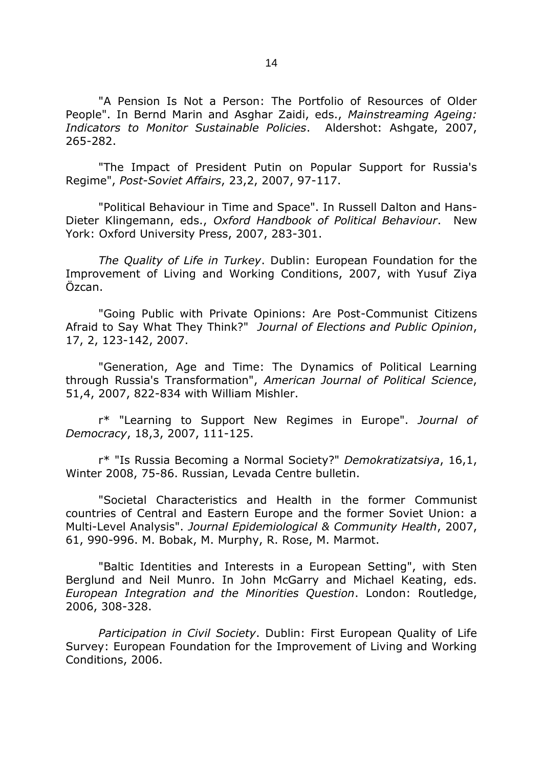"A Pension Is Not a Person: The Portfolio of Resources of Older People". In Bernd Marin and Asghar Zaidi, eds., *Mainstreaming Ageing: Indicators to Monitor Sustainable Policies*. Aldershot: Ashgate, 2007, 265-282.

"The Impact of President Putin on Popular Support for Russia's Regime", *Post-Soviet Affairs*, 23,2, 2007, 97-117.

"Political Behaviour in Time and Space". In Russell Dalton and Hans-Dieter Klingemann, eds., *Oxford Handbook of Political Behaviour*. New York: Oxford University Press, 2007, 283-301.

*The Quality of Life in Turkey*. Dublin: European Foundation for the Improvement of Living and Working Conditions, 2007, with Yusuf Ziya Özcan.

"Going Public with Private Opinions: Are Post-Communist Citizens Afraid to Say What They Think?" *Journal of Elections and Public Opinion*, 17, 2, 123-142, 2007.

"Generation, Age and Time: The Dynamics of Political Learning through Russia's Transformation", *American Journal of Political Science*, 51,4, 2007, 822-834 with William Mishler.

r* "Learning to Support New Regimes in Europe". *Journal of Democracy*, 18,3, 2007, 111-125.

r* "Is Russia Becoming a Normal Society?" *Demokratizatsiya*, 16,1, Winter 2008, 75-86. Russian, Levada Centre bulletin.

"Societal Characteristics and Health in the former Communist countries of Central and Eastern Europe and the former Soviet Union: a Multi-Level Analysis". *Journal Epidemiological & Community Health*, 2007, 61, 990-996. M. Bobak, M. Murphy, R. Rose, M. Marmot.

"Baltic Identities and Interests in a European Setting", with Sten Berglund and Neil Munro. In John McGarry and Michael Keating, eds. *European Integration and the Minorities Question*. London: Routledge, 2006, 308-328.

*Participation in Civil Society*. Dublin: First European Quality of Life Survey: European Foundation for the Improvement of Living and Working Conditions, 2006.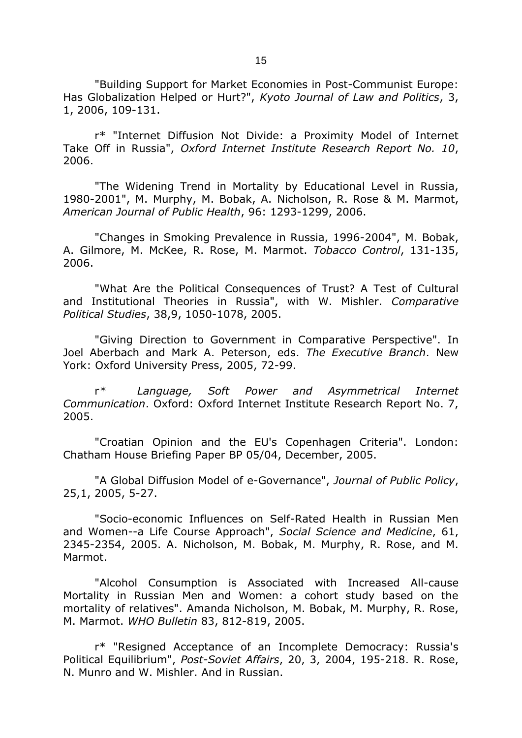"Building Support for Market Economies in Post-Communist Europe: Has Globalization Helped or Hurt?", *Kyoto Journal of Law and Politics*, 3, 1, 2006, 109-131.

r* "Internet Diffusion Not Divide: a Proximity Model of Internet Take Off in Russia", *Oxford Internet Institute Research Report No. 10*, 2006.

"The Widening Trend in Mortality by Educational Level in Russia, 1980-2001", M. Murphy, M. Bobak, A. Nicholson, R. Rose & M. Marmot, *American Journal of Public Health*, 96: 1293-1299, 2006.

"Changes in Smoking Prevalence in Russia, 1996-2004", M. Bobak, A. Gilmore, M. McKee, R. Rose, M. Marmot. *Tobacco Control*, 131-135, 2006.

"What Are the Political Consequences of Trust? A Test of Cultural and Institutional Theories in Russia", with W. Mishler. *Comparative Political Studies*, 38,9, 1050-1078, 2005.

"Giving Direction to Government in Comparative Perspective". In Joel Aberbach and Mark A. Peterson, eds. *The Executive Branch*. New York: Oxford University Press, 2005, 72-99.

r* *Language, Soft Power and Asymmetrical Internet Communication*. Oxford: Oxford Internet Institute Research Report No. 7, 2005.

"Croatian Opinion and the EU's Copenhagen Criteria". London: Chatham House Briefing Paper BP 05/04, December, 2005.

"A Global Diffusion Model of e-Governance", *Journal of Public Policy*, 25,1, 2005, 5-27.

"Socio-economic Influences on Self-Rated Health in Russian Men and Women--a Life Course Approach", *Social Science and Medicine*, 61, 2345-2354, 2005. A. Nicholson, M. Bobak, M. Murphy, R. Rose, and M. Marmot.

"Alcohol Consumption is Associated with Increased All-cause Mortality in Russian Men and Women: a cohort study based on the mortality of relatives". Amanda Nicholson, M. Bobak, M. Murphy, R. Rose, M. Marmot. *WHO Bulletin* 83, 812-819, 2005.

r* "Resigned Acceptance of an Incomplete Democracy: Russia's Political Equilibrium", *Post-Soviet Affairs*, 20, 3, 2004, 195-218. R. Rose, N. Munro and W. Mishler. And in Russian.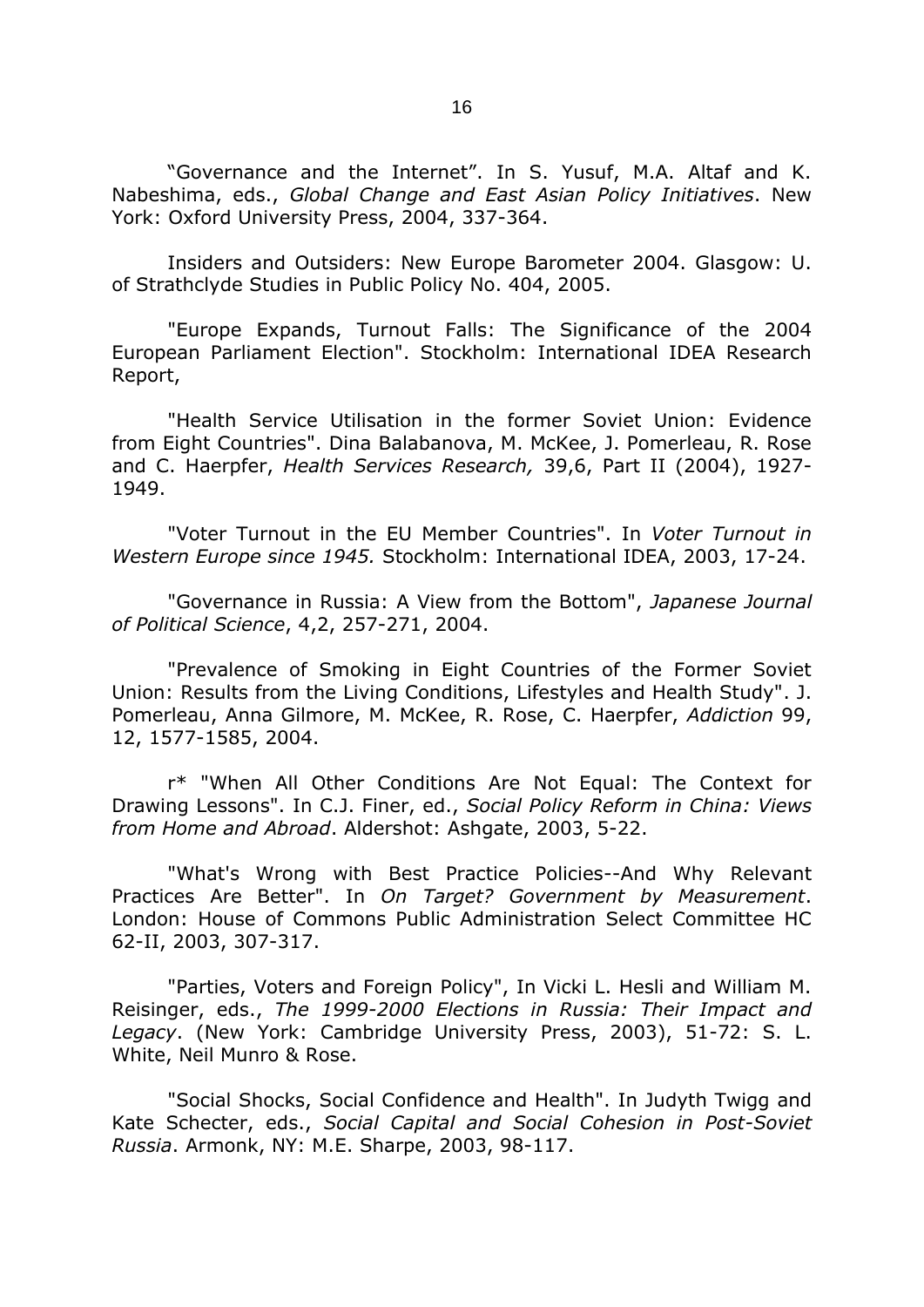“Governance and the Internet”. In S. Yusuf, M.A. Altaf and K. Nabeshima, eds., *Global Change and East Asian Policy Initiatives*. New York: Oxford University Press, 2004, 337-364.

Insiders and Outsiders: New Europe Barometer 2004. Glasgow: U. of Strathclyde Studies in Public Policy No. 404, 2005.

"Europe Expands, Turnout Falls: The Significance of the 2004 European Parliament Election". Stockholm: International IDEA Research Report,

"Health Service Utilisation in the former Soviet Union: Evidence from Eight Countries". Dina Balabanova, M. McKee, J. Pomerleau, R. Rose and C. Haerpfer, *Health Services Research,* 39,6, Part II (2004), 1927-1949.

"Voter Turnout in the EU Member Countries". In *Voter Turnout in Western Europe since 1945.* Stockholm: International IDEA, 2003, 17-24.

"Governance in Russia: A View from the Bottom", *Japanese Journal of Political Science*, 4,2, 257-271, 2004.

"Prevalence of Smoking in Eight Countries of the Former Soviet Union: Results from the Living Conditions, Lifestyles and Health Study". J. Pomerleau, Anna Gilmore, M. McKee, R. Rose, C. Haerpfer, *Addiction* 99, 12, 1577-1585, 2004.

r* "When All Other Conditions Are Not Equal: The Context for Drawing Lessons". In C.J. Finer, ed., *Social Policy Reform in China: Views from Home and Abroad*. Aldershot: Ashgate, 2003, 5-22.

"What's Wrong with Best Practice Policies--And Why Relevant Practices Are Better". In *On Target? Government by Measurement*. London: House of Commons Public Administration Select Committee HC 62-II, 2003, 307-317.

"Parties, Voters and Foreign Policy", In Vicki L. Hesli and William M. Reisinger, eds., *The 1999-2000 Elections in Russia: Their Impact and Legacy*. (New York: Cambridge University Press, 2003), 51-72: S. L. White, Neil Munro & Rose.

"Social Shocks, Social Confidence and Health". In Judyth Twigg and Kate Schecter, eds., *Social Capital and Social Cohesion in Post-Soviet Russia*. Armonk, NY: M.E. Sharpe, 2003, 98-117.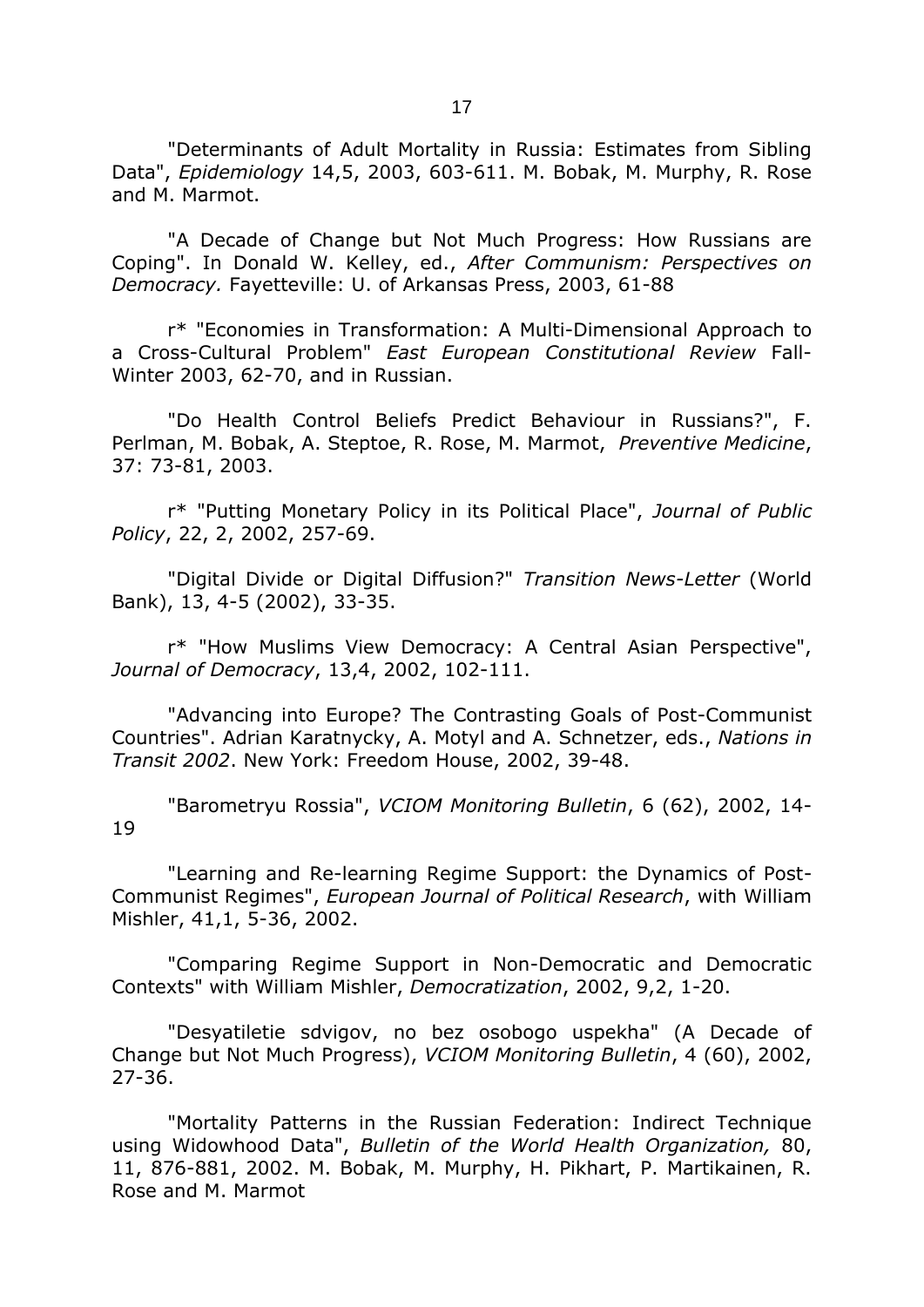"Determinants of Adult Mortality in Russia: Estimates from Sibling Data", *Epidemiology* 14,5, 2003, 603-611. M. Bobak, M. Murphy, R. Rose and M. Marmot.

"A Decade of Change but Not Much Progress: How Russians are Coping". In Donald W. Kelley, ed., *After Communism: Perspectives on Democracy.* Fayetteville: U. of Arkansas Press, 2003, 61-88

r* "Economies in Transformation: A Multi-Dimensional Approach to a Cross-Cultural Problem" *East European Constitutional Review* Fall-Winter 2003, 62-70, and in Russian.

"Do Health Control Beliefs Predict Behaviour in Russians?", F. Perlman, M. Bobak, A. Steptoe, R. Rose, M. Marmot, *Preventive Medicine*, 37: 73-81, 2003.

r* "Putting Monetary Policy in its Political Place", *Journal of Public Policy*, 22, 2, 2002, 257-69.

"Digital Divide or Digital Diffusion?" *Transition News-Letter* (World Bank), 13, 4-5 (2002), 33-35.

r* "How Muslims View Democracy: A Central Asian Perspective", *Journal of Democracy*, 13,4, 2002, 102-111.

"Advancing into Europe? The Contrasting Goals of Post-Communist Countries". Adrian Karatnycky, A. Motyl and A. Schnetzer, eds., *Nations in Transit 2002*. New York: Freedom House, 2002, 39-48.

"Barometryu Rossia", *VCIOM Monitoring Bulletin*, 6 (62), 2002, 14-19

"Learning and Re-learning Regime Support: the Dynamics of Post-Communist Regimes", *European Journal of Political Research*, with William Mishler, 41,1, 5-36, 2002.

"Comparing Regime Support in Non-Democratic and Democratic Contexts" with William Mishler, *Democratization*, 2002, 9,2, 1-20.

"Desyatiletie sdvigov, no bez osobogo uspekha" (A Decade of Change but Not Much Progress), *VCIOM Monitoring Bulletin*, 4 (60), 2002, 27-36.

"Mortality Patterns in the Russian Federation: Indirect Technique using Widowhood Data", *Bulletin of the World Health Organization,* 80, 11, 876-881, 2002. M. Bobak, M. Murphy, H. Pikhart, P. Martikainen, R. Rose and M. Marmot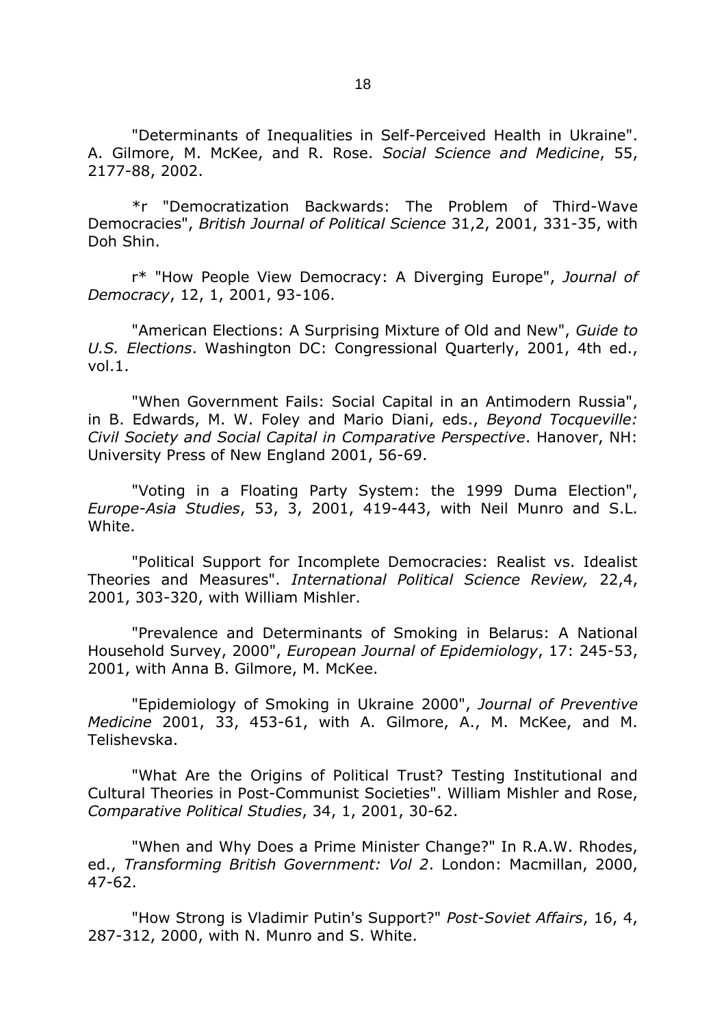"Determinants of Inequalities in Self-Perceived Health in Ukraine". A. Gilmore, M. McKee, and R. Rose. *Social Science and Medicine*, 55, 2177-88, 2002.

*r "Democratization Backwards: The Problem of Third-Wave Democracies", *British Journal of Political Science* 31,2, 2001, 331-35, with Doh Shin.

r* "How People View Democracy: A Diverging Europe", *Journal of Democracy*, 12, 1, 2001, 93-106.

"American Elections: A Surprising Mixture of Old and New", *Guide to U.S. Elections*. Washington DC: Congressional Quarterly, 2001, 4th ed., vol.1.

"When Government Fails: Social Capital in an Antimodern Russia", in B. Edwards, M. W. Foley and Mario Diani, eds., *Beyond Tocqueville: Civil Society and Social Capital in Comparative Perspective*. Hanover, NH: University Press of New England 2001, 56-69.

"Voting in a Floating Party System: the 1999 Duma Election", *Europe-Asia Studies*, 53, 3, 2001, 419-443, with Neil Munro and S.L. White.

"Political Support for Incomplete Democracies: Realist vs. Idealist Theories and Measures". *International Political Science Review,* 22,4, 2001, 303-320, with William Mishler.

"Prevalence and Determinants of Smoking in Belarus: A National Household Survey, 2000", *European Journal of Epidemiology*, 17: 245-53, 2001, with Anna B. Gilmore, M. McKee.

"Epidemiology of Smoking in Ukraine 2000", *Journal of Preventive Medicine* 2001, 33, 453-61, with A. Gilmore, A., M. McKee, and M. Telishevska.

"What Are the Origins of Political Trust? Testing Institutional and Cultural Theories in Post-Communist Societies". William Mishler and Rose, *Comparative Political Studies*, 34, 1, 2001, 30-62.

"When and Why Does a Prime Minister Change?" In R.A.W. Rhodes, ed., *Transforming British Government: Vol 2*. London: Macmillan, 2000, 47-62.

"How Strong is Vladimir Putin's Support?" *Post-Soviet Affairs*, 16, 4, 287-312, 2000, with N. Munro and S. White.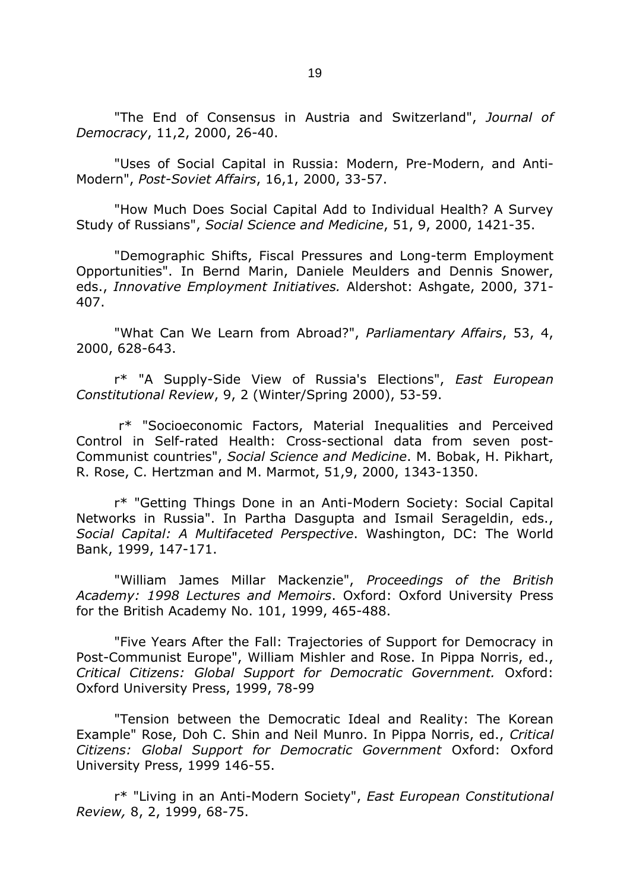"The End of Consensus in Austria and Switzerland", *Journal of Democracy*, 11,2, 2000, 26-40.

"Uses of Social Capital in Russia: Modern, Pre-Modern, and Anti-Modern", *Post-Soviet Affairs*, 16,1, 2000, 33-57.

"How Much Does Social Capital Add to Individual Health? A Survey Study of Russians", *Social Science and Medicine*, 51, 9, 2000, 1421-35.

"Demographic Shifts, Fiscal Pressures and Long-term Employment Opportunities". In Bernd Marin, Daniele Meulders and Dennis Snower, eds., *Innovative Employment Initiatives.* Aldershot: Ashgate, 2000, 371-407.

"What Can We Learn from Abroad?", *Parliamentary Affairs*, 53, 4, 2000, 628-643.

r* "A Supply-Side View of Russia's Elections", *East European Constitutional Review*, 9, 2 (Winter/Spring 2000), 53-59.

r* "Socioeconomic Factors, Material Inequalities and Perceived Control in Self-rated Health: Cross-sectional data from seven post-Communist countries", *Social Science and Medicine*. M. Bobak, H. Pikhart, R. Rose, C. Hertzman and M. Marmot, 51,9, 2000, 1343-1350.

r* "Getting Things Done in an Anti-Modern Society: Social Capital Networks in Russia". In Partha Dasgupta and Ismail Serageldin, eds., *Social Capital: A Multifaceted Perspective*. Washington, DC: The World Bank, 1999, 147-171.

"William James Millar Mackenzie", *Proceedings of the British Academy: 1998 Lectures and Memoirs*. Oxford: Oxford University Press for the British Academy No. 101, 1999, 465-488.

"Five Years After the Fall: Trajectories of Support for Democracy in Post-Communist Europe", William Mishler and Rose. In Pippa Norris, ed., *Critical Citizens: Global Support for Democratic Government.* Oxford: Oxford University Press, 1999, 78-99

"Tension between the Democratic Ideal and Reality: The Korean Example" Rose, Doh C. Shin and Neil Munro. In Pippa Norris, ed., *Critical Citizens: Global Support for Democratic Government* Oxford: Oxford University Press, 1999 146-55.

r* "Living in an Anti-Modern Society", *East European Constitutional Review,* 8, 2, 1999, 68-75.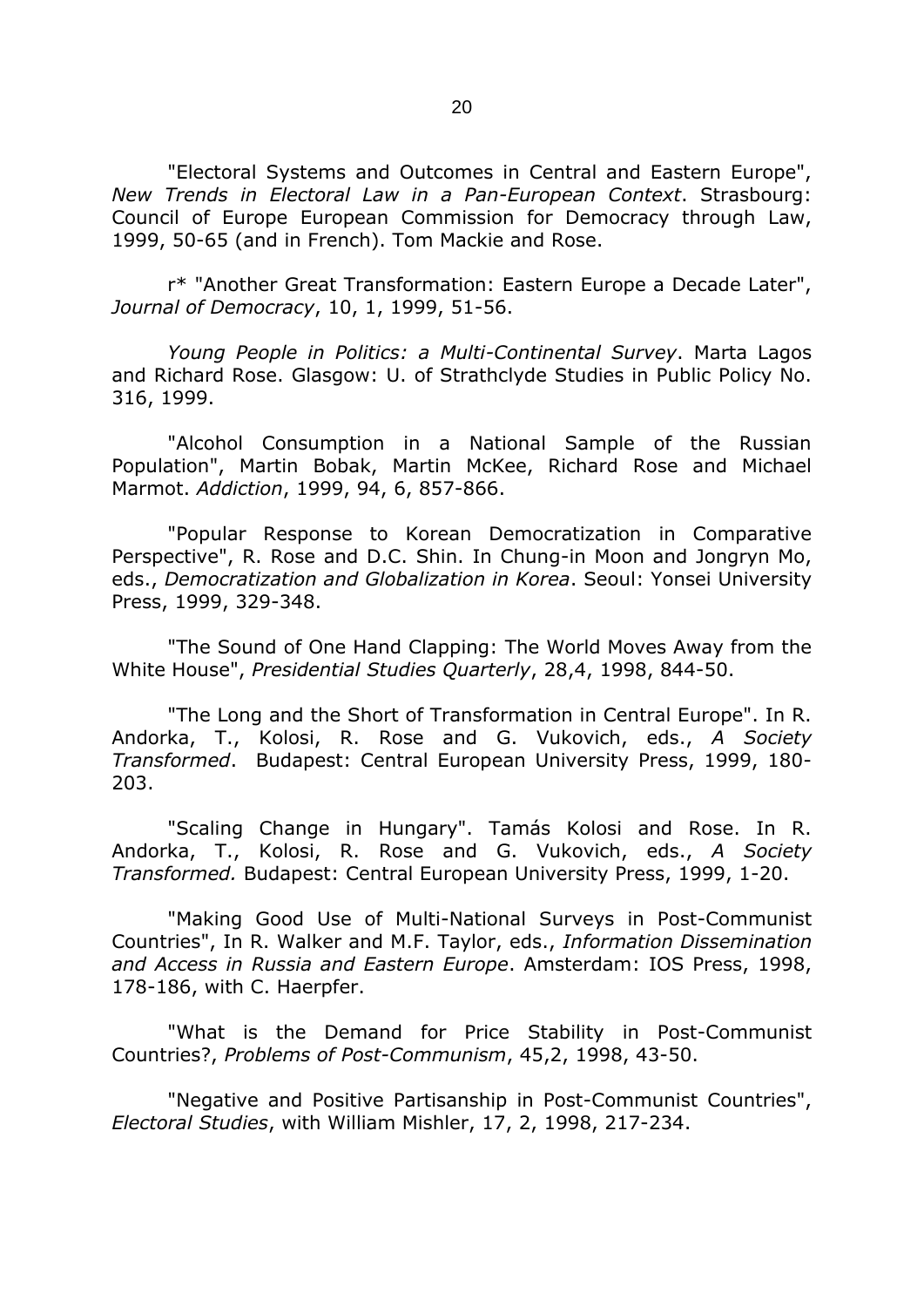"Electoral Systems and Outcomes in Central and Eastern Europe", *New Trends in Electoral Law in a Pan-European Context*. Strasbourg: Council of Europe European Commission for Democracy through Law, 1999, 50-65 (and in French). Tom Mackie and Rose.

r* "Another Great Transformation: Eastern Europe a Decade Later", *Journal of Democracy*, 10, 1, 1999, 51-56.

*Young People in Politics: a Multi-Continental Survey*. Marta Lagos and Richard Rose. Glasgow: U. of Strathclyde Studies in Public Policy No. 316, 1999.

"Alcohol Consumption in a National Sample of the Russian Population", Martin Bobak, Martin McKee, Richard Rose and Michael Marmot. *Addiction*, 1999, 94, 6, 857-866.

"Popular Response to Korean Democratization in Comparative Perspective", R. Rose and D.C. Shin. In Chung-in Moon and Jongryn Mo, eds., *Democratization and Globalization in Korea*. Seoul: Yonsei University Press, 1999, 329-348.

"The Sound of One Hand Clapping: The World Moves Away from the White House", *Presidential Studies Quarterly*, 28,4, 1998, 844-50.

"The Long and the Short of Transformation in Central Europe". In R. Andorka, T., Kolosi, R. Rose and G. Vukovich, eds., *A Society Transformed*. Budapest: Central European University Press, 1999, 180-203.

"Scaling Change in Hungary". Tamás Kolosi and Rose. In R. Andorka, T., Kolosi, R. Rose and G. Vukovich, eds., *A Society Transformed.* Budapest: Central European University Press, 1999, 1-20.

"Making Good Use of Multi-National Surveys in Post-Communist Countries", In R. Walker and M.F. Taylor, eds., *Information Dissemination and Access in Russia and Eastern Europe*. Amsterdam: IOS Press, 1998, 178-186, with C. Haerpfer.

"What is the Demand for Price Stability in Post-Communist Countries?, *Problems of Post-Communism*, 45,2, 1998, 43-50.

"Negative and Positive Partisanship in Post-Communist Countries", *Electoral Studies*, with William Mishler, 17, 2, 1998, 217-234.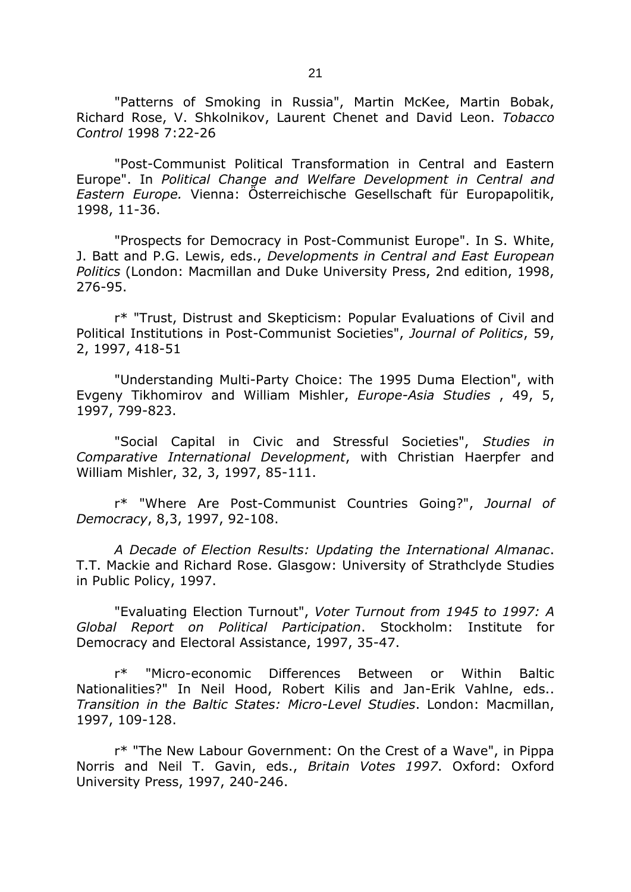"Patterns of Smoking in Russia", Martin McKee, Martin Bobak, Richard Rose, V. Shkolnikov, Laurent Chenet and David Leon. *Tobacco Control* 1998 7:22-26

"Post-Communist Political Transformation in Central and Eastern Europe". In *Political Change and Welfare Development in Central and Eastern Europe.* Vienna: Österreichische Gesellschaft für Europapolitik, 1998, 11-36.

"Prospects for Democracy in Post-Communist Europe". In S. White, J. Batt and P.G. Lewis, eds., *Developments in Central and East European Politics* (London: Macmillan and Duke University Press, 2nd edition, 1998, 276-95.

r* "Trust, Distrust and Skepticism: Popular Evaluations of Civil and Political Institutions in Post-Communist Societies", *Journal of Politics*, 59, 2, 1997, 418-51

"Understanding Multi-Party Choice: The 1995 Duma Election", with Evgeny Tikhomirov and William Mishler, *Europe-Asia Studies* , 49, 5, 1997, 799-823.

"Social Capital in Civic and Stressful Societies", *Studies in Comparative International Development*, with Christian Haerpfer and William Mishler, 32, 3, 1997, 85-111.

r* "Where Are Post-Communist Countries Going?", *Journal of Democracy*, 8,3, 1997, 92-108.

*A Decade of Election Results: Updating the International Almanac*. T.T. Mackie and Richard Rose. Glasgow: University of Strathclyde Studies in Public Policy, 1997.

"Evaluating Election Turnout", *Voter Turnout from 1945 to 1997: A Global Report on Political Participation*. Stockholm: Institute for Democracy and Electoral Assistance, 1997, 35-47.

r* "Micro-economic Differences Between or Within Baltic Nationalities?" In Neil Hood, Robert Kilis and Jan-Erik Vahlne, eds.. *Transition in the Baltic States: Micro-Level Studies*. London: Macmillan, 1997, 109-128.

r* "The New Labour Government: On the Crest of a Wave", in Pippa Norris and Neil T. Gavin, eds., *Britain Votes 1997*. Oxford: Oxford University Press, 1997, 240-246.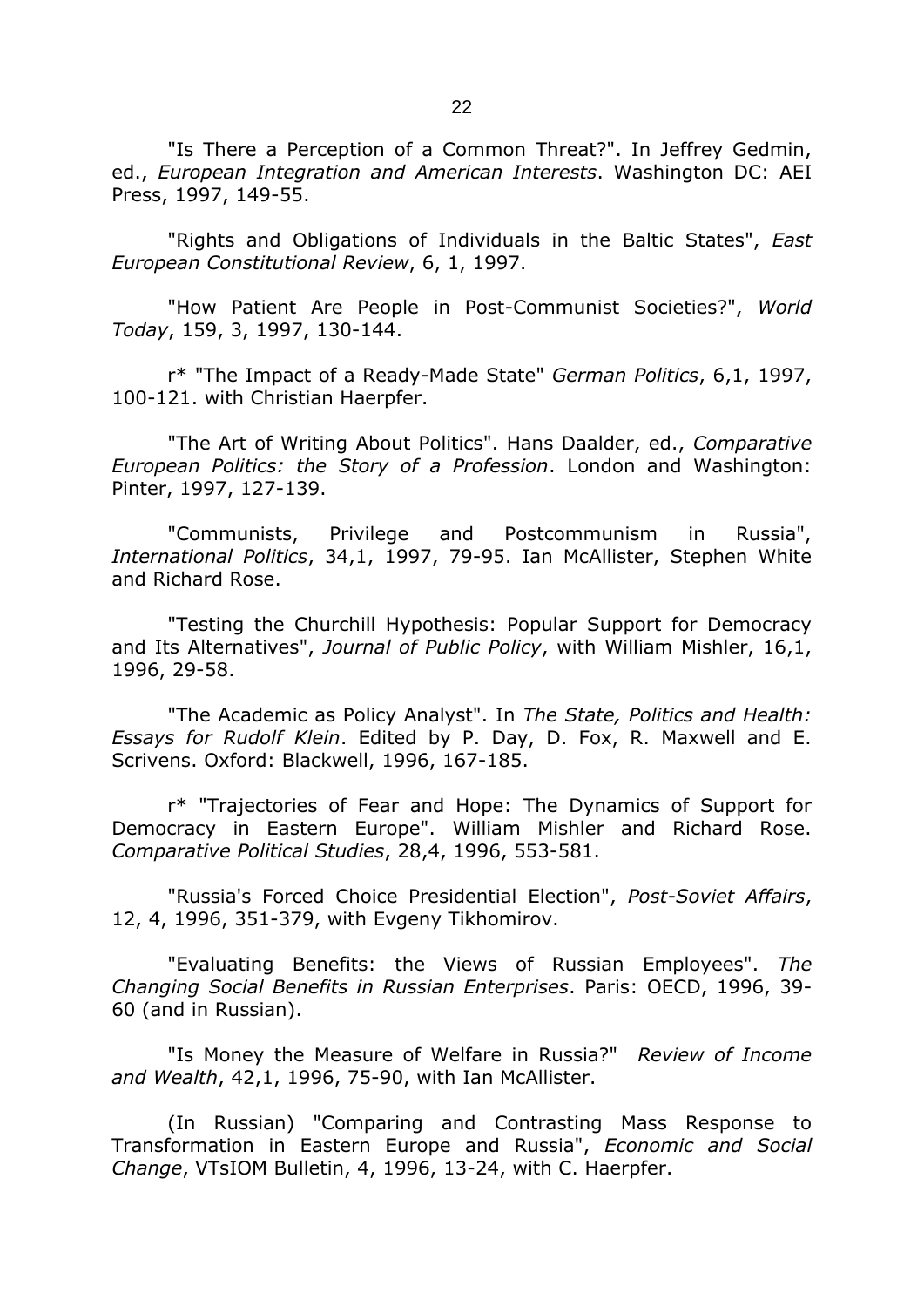"Is There a Perception of a Common Threat?". In Jeffrey Gedmin, ed., *European Integration and American Interests*. Washington DC: AEI Press, 1997, 149-55.

"Rights and Obligations of Individuals in the Baltic States", *East European Constitutional Review*, 6, 1, 1997.

"How Patient Are People in Post-Communist Societies?", *World Today*, 159, 3, 1997, 130-144.

r* "The Impact of a Ready-Made State" *German Politics*, 6,1, 1997, 100-121. with Christian Haerpfer.

"The Art of Writing About Politics". Hans Daalder, ed., *Comparative European Politics: the Story of a Profession*. London and Washington: Pinter, 1997, 127-139.

"Communists, Privilege and Postcommunism in Russia", *International Politics*, 34,1, 1997, 79-95. Ian McAllister, Stephen White and Richard Rose.

"Testing the Churchill Hypothesis: Popular Support for Democracy and Its Alternatives", *Journal of Public Policy*, with William Mishler, 16,1, 1996, 29-58.

"The Academic as Policy Analyst". In *The State, Politics and Health: Essays for Rudolf Klein*. Edited by P. Day, D. Fox, R. Maxwell and E. Scrivens. Oxford: Blackwell, 1996, 167-185.

r* "Trajectories of Fear and Hope: The Dynamics of Support for Democracy in Eastern Europe". William Mishler and Richard Rose. *Comparative Political Studies*, 28,4, 1996, 553-581.

"Russia's Forced Choice Presidential Election", *Post-Soviet Affairs*, 12, 4, 1996, 351-379, with Evgeny Tikhomirov.

"Evaluating Benefits: the Views of Russian Employees". *The Changing Social Benefits in Russian Enterprises*. Paris: OECD, 1996, 39-60 (and in Russian).

"Is Money the Measure of Welfare in Russia?" *Review of Income and Wealth*, 42,1, 1996, 75-90, with Ian McAllister.

(In Russian) "Comparing and Contrasting Mass Response to Transformation in Eastern Europe and Russia", *Economic and Social Change*, VTsIOM Bulletin, 4, 1996, 13-24, with C. Haerpfer.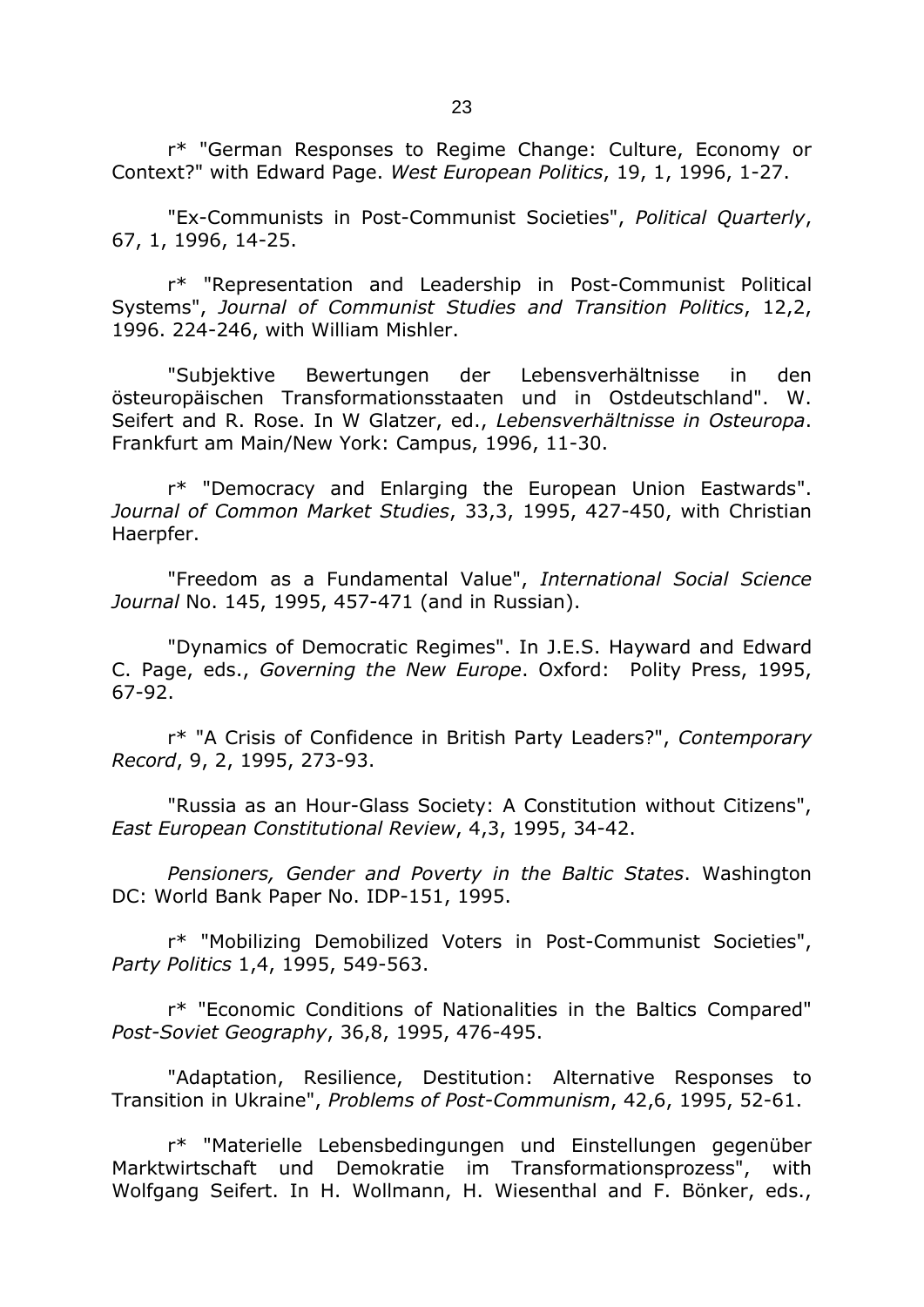r* "German Responses to Regime Change: Culture, Economy or Context?" with Edward Page. *West European Politics*, 19, 1, 1996, 1-27.

"Ex-Communists in Post-Communist Societies", *Political Quarterly*, 67, 1, 1996, 14-25.

r* "Representation and Leadership in Post-Communist Political Systems", *Journal of Communist Studies and Transition Politics*, 12,2, 1996. 224-246, with William Mishler.

"Subjektive Bewertungen der Lebensverhältnisse in den östeuropäischen Transformationsstaaten und in Ostdeutschland". W. Seifert and R. Rose. In W Glatzer, ed., *Lebensverhältnisse in Osteuropa*. Frankfurt am Main/New York: Campus, 1996, 11-30.

r* "Democracy and Enlarging the European Union Eastwards". *Journal of Common Market Studies*, 33,3, 1995, 427-450, with Christian Haerpfer.

"Freedom as a Fundamental Value", *International Social Science Journal* No. 145, 1995, 457-471 (and in Russian).

"Dynamics of Democratic Regimes". In J.E.S. Hayward and Edward C. Page, eds., *Governing the New Europe*. Oxford: Polity Press, 1995, 67-92.

r* "A Crisis of Confidence in British Party Leaders?", *Contemporary Record*, 9, 2, 1995, 273-93.

"Russia as an Hour-Glass Society: A Constitution without Citizens", *East European Constitutional Review*, 4,3, 1995, 34-42.

*Pensioners, Gender and Poverty in the Baltic States*. Washington DC: World Bank Paper No. IDP-151, 1995.

r* "Mobilizing Demobilized Voters in Post-Communist Societies", *Party Politics* 1,4, 1995, 549-563.

r* "Economic Conditions of Nationalities in the Baltics Compared" *Post-Soviet Geography*, 36,8, 1995, 476-495.

"Adaptation, Resilience, Destitution: Alternative Responses to Transition in Ukraine", *Problems of Post-Communism*, 42,6, 1995, 52-61.

r* "Materielle Lebensbedingungen und Einstellungen gegenüber Marktwirtschaft und Demokratie im Transformationsprozess", with Wolfgang Seifert. In H. Wollmann, H. Wiesenthal and F. Bönker, eds.,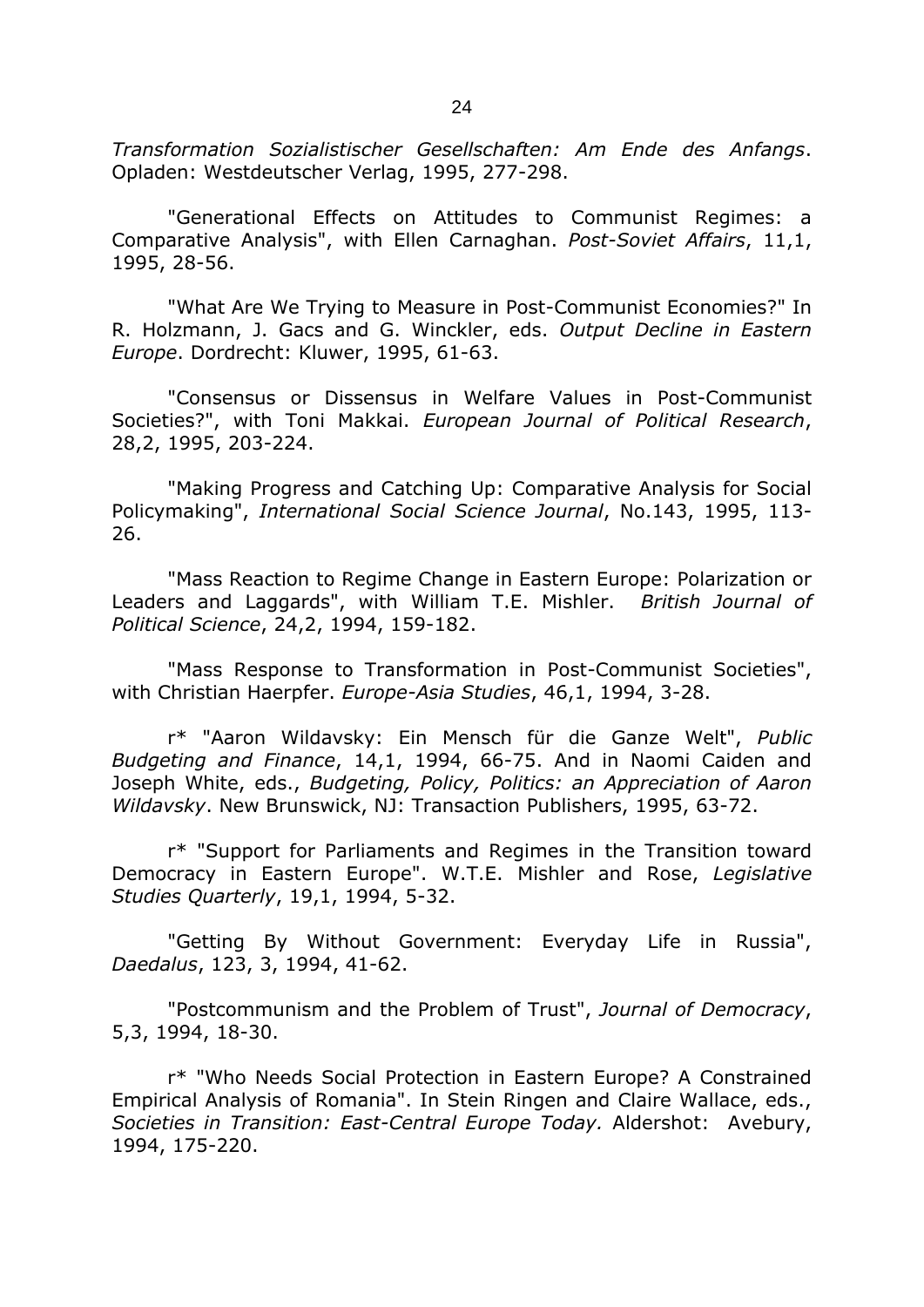*Transformation Sozialistischer Gesellschaften: Am Ende des Anfangs*. Opladen: Westdeutscher Verlag, 1995, 277-298.

"Generational Effects on Attitudes to Communist Regimes: a Comparative Analysis", with Ellen Carnaghan. *Post-Soviet Affairs*, 11,1, 1995, 28-56.

"What Are We Trying to Measure in Post-Communist Economies?" In R. Holzmann, J. Gacs and G. Winckler, eds. *Output Decline in Eastern Europe*. Dordrecht: Kluwer, 1995, 61-63.

"Consensus or Dissensus in Welfare Values in Post-Communist Societies?", with Toni Makkai. *European Journal of Political Research*, 28,2, 1995, 203-224.

"Making Progress and Catching Up: Comparative Analysis for Social Policymaking", *International Social Science Journal*, No.143, 1995, 113-26.

"Mass Reaction to Regime Change in Eastern Europe: Polarization or Leaders and Laggards", with William T.E. Mishler. *British Journal of Political Science*, 24,2, 1994, 159-182.

"Mass Response to Transformation in Post-Communist Societies", with Christian Haerpfer. *Europe-Asia Studies*, 46,1, 1994, 3-28.

r* "Aaron Wildavsky: Ein Mensch für die Ganze Welt", *Public Budgeting and Finance*, 14,1, 1994, 66-75. And in Naomi Caiden and Joseph White, eds., *Budgeting, Policy, Politics: an Appreciation of Aaron Wildavsky*. New Brunswick, NJ: Transaction Publishers, 1995, 63-72.

r* "Support for Parliaments and Regimes in the Transition toward Democracy in Eastern Europe". W.T.E. Mishler and Rose, *Legislative Studies Quarterly*, 19,1, 1994, 5-32.

"Getting By Without Government: Everyday Life in Russia", *Daedalus*, 123, 3, 1994, 41-62.

"Postcommunism and the Problem of Trust", *Journal of Democracy*, 5,3, 1994, 18-30.

r* "Who Needs Social Protection in Eastern Europe? A Constrained Empirical Analysis of Romania". In Stein Ringen and Claire Wallace, eds., *Societies in Transition: East-Central Europe Today.* Aldershot: Avebury, 1994, 175-220.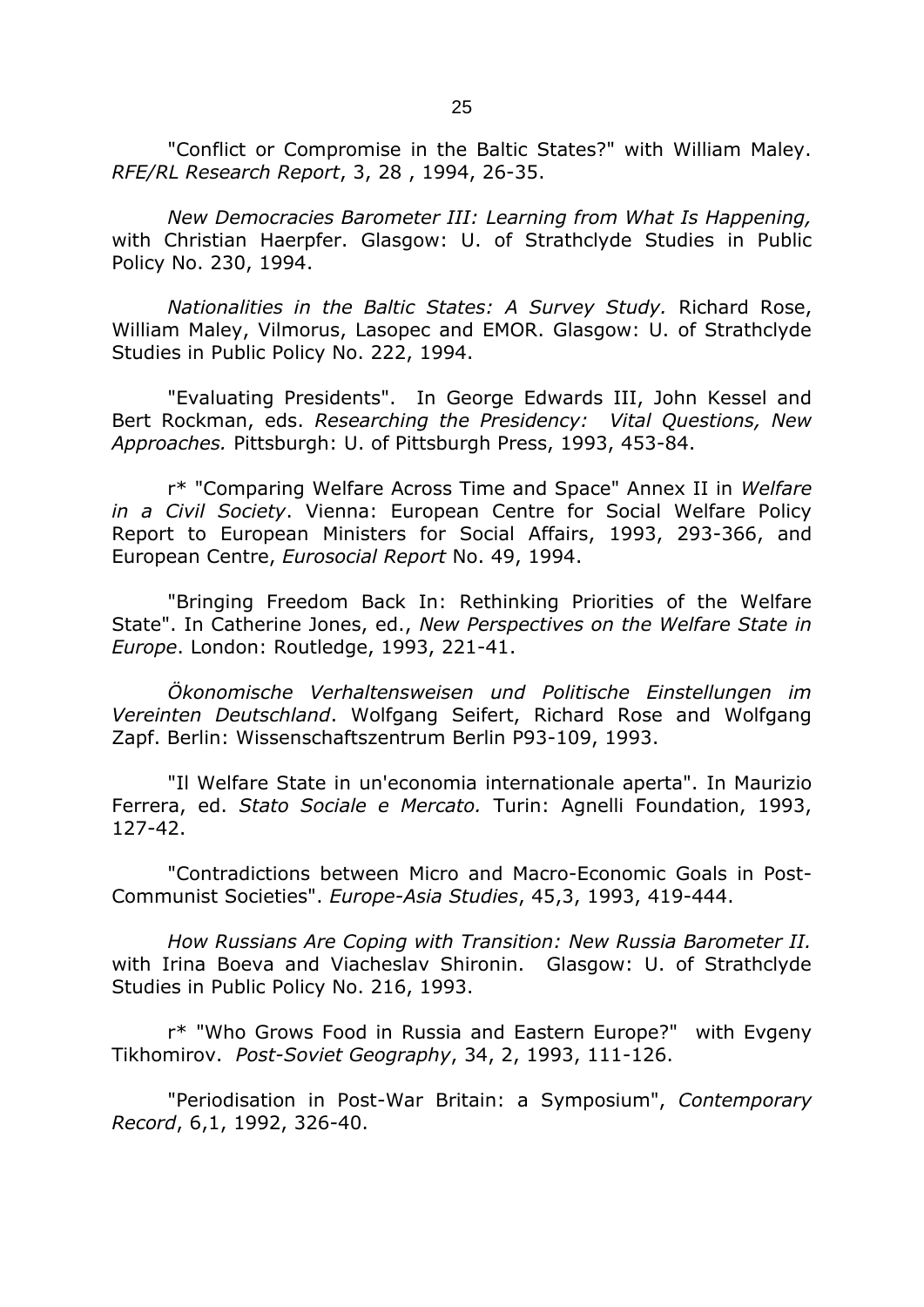"Conflict or Compromise in the Baltic States?" with William Maley. *RFE/RL Research Report*, 3, 28 , 1994, 26-35.

*New Democracies Barometer III: Learning from What Is Happening,* with Christian Haerpfer. Glasgow: U. of Strathclyde Studies in Public Policy No. 230, 1994.

*Nationalities in the Baltic States: A Survey Study.* Richard Rose, William Maley, Vilmorus, Lasopec and EMOR. Glasgow: U. of Strathclyde Studies in Public Policy No. 222, 1994.

"Evaluating Presidents". In George Edwards III, John Kessel and Bert Rockman, eds. *Researching the Presidency: Vital Questions, New Approaches.* Pittsburgh: U. of Pittsburgh Press, 1993, 453-84.

r* "Comparing Welfare Across Time and Space" Annex II in *Welfare in a Civil Society*. Vienna: European Centre for Social Welfare Policy Report to European Ministers for Social Affairs, 1993, 293-366, and European Centre, *Eurosocial Report* No. 49, 1994.

"Bringing Freedom Back In: Rethinking Priorities of the Welfare State". In Catherine Jones, ed., *New Perspectives on the Welfare State in Europe*. London: Routledge, 1993, 221-41.

*Ökonomische Verhaltensweisen und Politische Einstellungen im Vereinten Deutschland*. Wolfgang Seifert, Richard Rose and Wolfgang Zapf. Berlin: Wissenschaftszentrum Berlin P93-109, 1993.

"Il Welfare State in un'economia internationale aperta". In Maurizio Ferrera, ed. *Stato Sociale e Mercato.* Turin: Agnelli Foundation, 1993, 127-42.

"Contradictions between Micro and Macro-Economic Goals in Post-Communist Societies". *Europe-Asia Studies*, 45,3, 1993, 419-444.

*How Russians Are Coping with Transition: New Russia Barometer II.* with Irina Boeva and Viacheslav Shironin. Glasgow: U. of Strathclyde Studies in Public Policy No. 216, 1993.

r* "Who Grows Food in Russia and Eastern Europe?" with Evgeny Tikhomirov. *Post-Soviet Geography*, 34, 2, 1993, 111-126.

"Periodisation in Post-War Britain: a Symposium", *Contemporary Record*, 6,1, 1992, 326-40.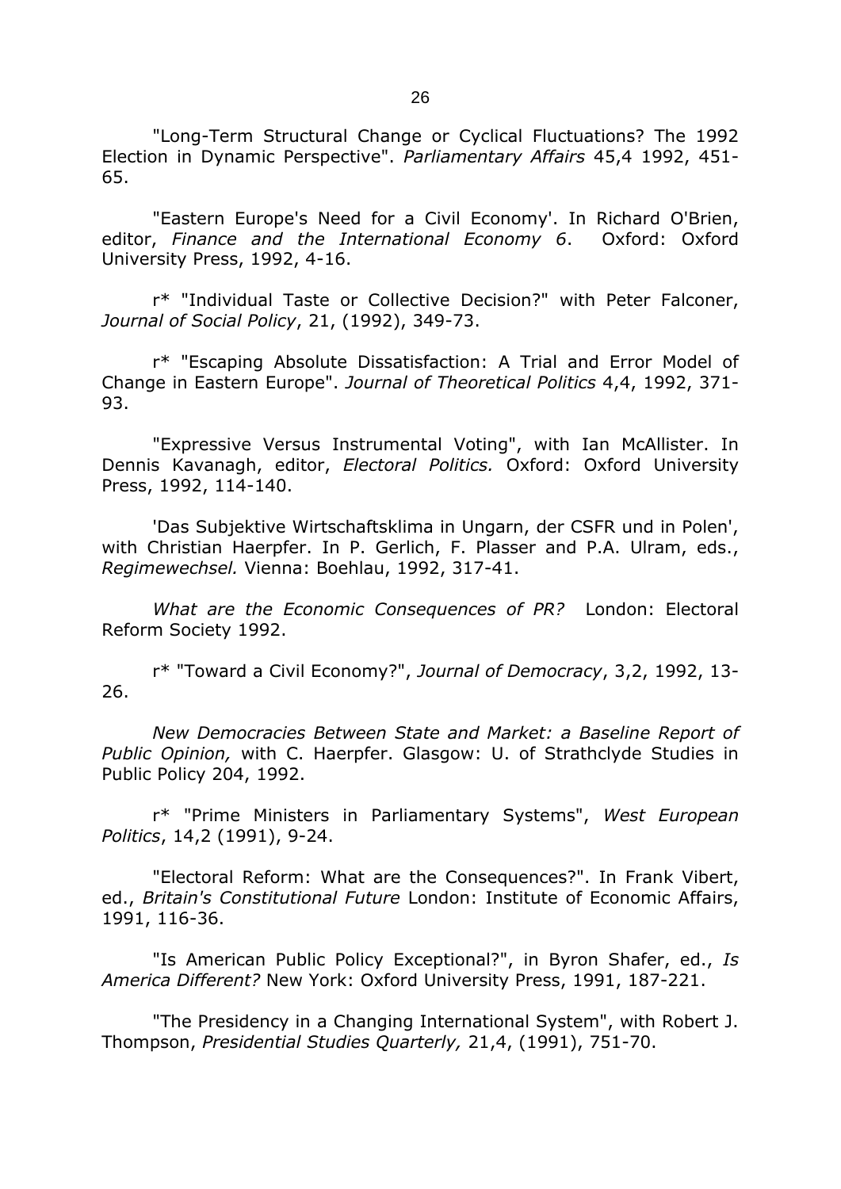"Long-Term Structural Change or Cyclical Fluctuations? The 1992 Election in Dynamic Perspective". *Parliamentary Affairs* 45,4 1992, 451-65.

"Eastern Europe's Need for a Civil Economy'. In Richard O'Brien, editor, *Finance and the International Economy 6*. Oxford: Oxford University Press, 1992, 4-16.

r* "Individual Taste or Collective Decision?" with Peter Falconer, *Journal of Social Policy*, 21, (1992), 349-73.

r* "Escaping Absolute Dissatisfaction: A Trial and Error Model of Change in Eastern Europe". *Journal of Theoretical Politics* 4,4, 1992, 371-93.

"Expressive Versus Instrumental Voting", with Ian McAllister. In Dennis Kavanagh, editor, *Electoral Politics.* Oxford: Oxford University Press, 1992, 114-140.

'Das Subjektive Wirtschaftsklima in Ungarn, der CSFR und in Polen', with Christian Haerpfer. In P. Gerlich, F. Plasser and P.A. Ulram, eds., *Regimewechsel.* Vienna: Boehlau, 1992, 317-41.

*What are the Economic Consequences of PR?* London: Electoral Reform Society 1992.

r* "Toward a Civil Economy?", *Journal of Democracy*, 3,2, 1992, 13-26.

*New Democracies Between State and Market: a Baseline Report of Public Opinion,* with C. Haerpfer. Glasgow: U. of Strathclyde Studies in Public Policy 204, 1992.

r* "Prime Ministers in Parliamentary Systems", *West European Politics*, 14,2 (1991), 9-24.

"Electoral Reform: What are the Consequences?". In Frank Vibert, ed., *Britain's Constitutional Future* London: Institute of Economic Affairs, 1991, 116-36.

"Is American Public Policy Exceptional?", in Byron Shafer, ed., *Is America Different?* New York: Oxford University Press, 1991, 187-221.

"The Presidency in a Changing International System", with Robert J. Thompson, *Presidential Studies Quarterly,* 21,4, (1991), 751-70.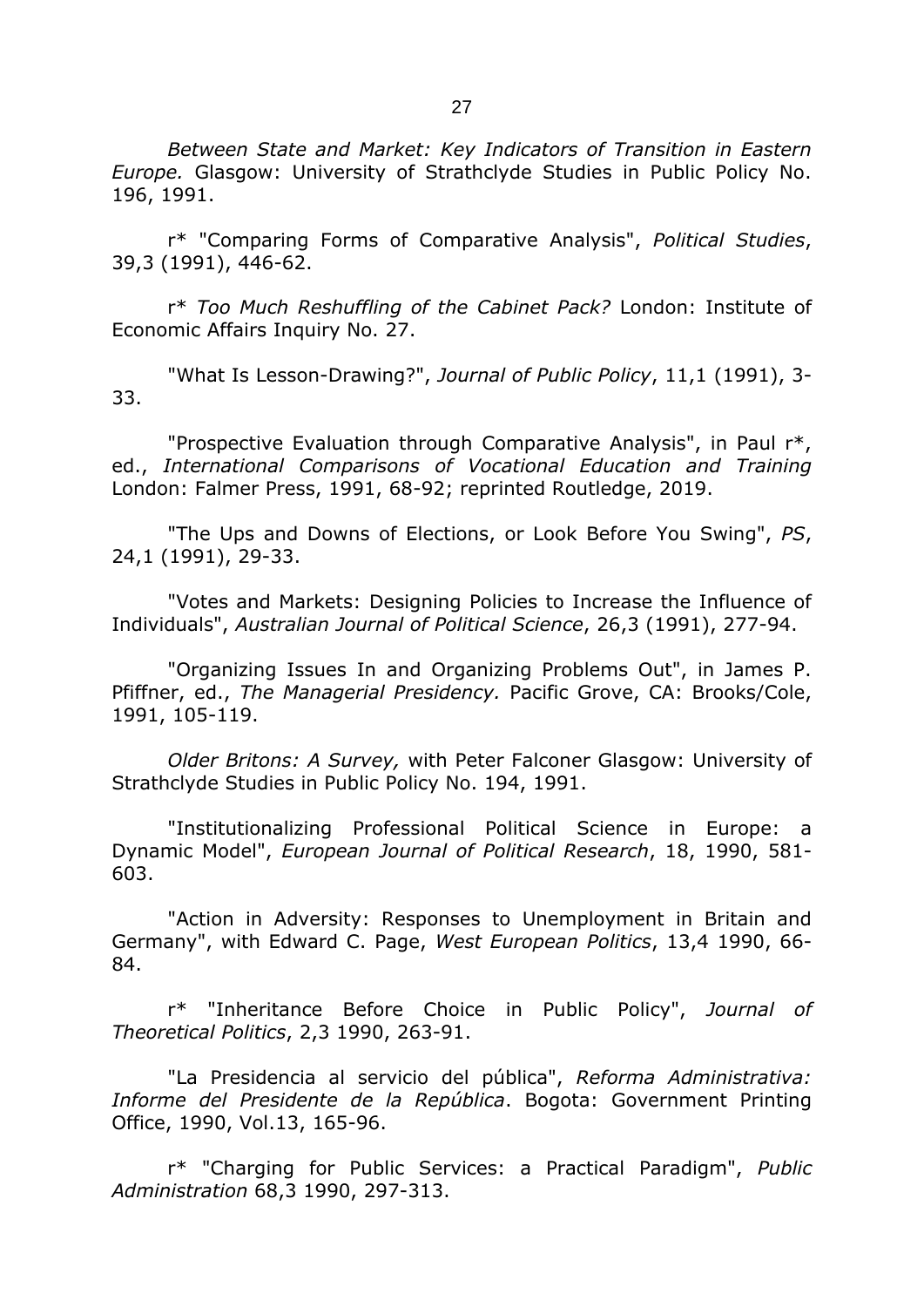*Between State and Market: Key Indicators of Transition in Eastern Europe.* Glasgow: University of Strathclyde Studies in Public Policy No. 196, 1991.

r* "Comparing Forms of Comparative Analysis", *Political Studies*, 39,3 (1991), 446-62.

r* *Too Much Reshuffling of the Cabinet Pack?* London: Institute of Economic Affairs Inquiry No. 27.

"What Is Lesson-Drawing?", *Journal of Public Policy*, 11,1 (1991), 3-33.

"Prospective Evaluation through Comparative Analysis", in Paul r*, ed., *International Comparisons of Vocational Education and Training* London: Falmer Press, 1991, 68-92; reprinted Routledge, 2019.

"The Ups and Downs of Elections, or Look Before You Swing", *PS*, 24,1 (1991), 29-33.

"Votes and Markets: Designing Policies to Increase the Influence of Individuals", *Australian Journal of Political Science*, 26,3 (1991), 277-94.

"Organizing Issues In and Organizing Problems Out", in James P. Pfiffner, ed., *The Managerial Presidency.* Pacific Grove, CA: Brooks/Cole, 1991, 105-119.

*Older Britons: A Survey,* with Peter Falconer Glasgow: University of Strathclyde Studies in Public Policy No. 194, 1991.

"Institutionalizing Professional Political Science in Europe: a Dynamic Model", *European Journal of Political Research*, 18, 1990, 581-603.

"Action in Adversity: Responses to Unemployment in Britain and Germany", with Edward C. Page, *West European Politics*, 13,4 1990, 66-84.

r* "Inheritance Before Choice in Public Policy", *Journal of Theoretical Politics*, 2,3 1990, 263-91.

"La Presidencia al servicio del pública", *Reforma Administrativa: Informe del Presidente de la República*. Bogota: Government Printing Office, 1990, Vol.13, 165-96.

r* "Charging for Public Services: a Practical Paradigm", *Public Administration* 68,3 1990, 297-313.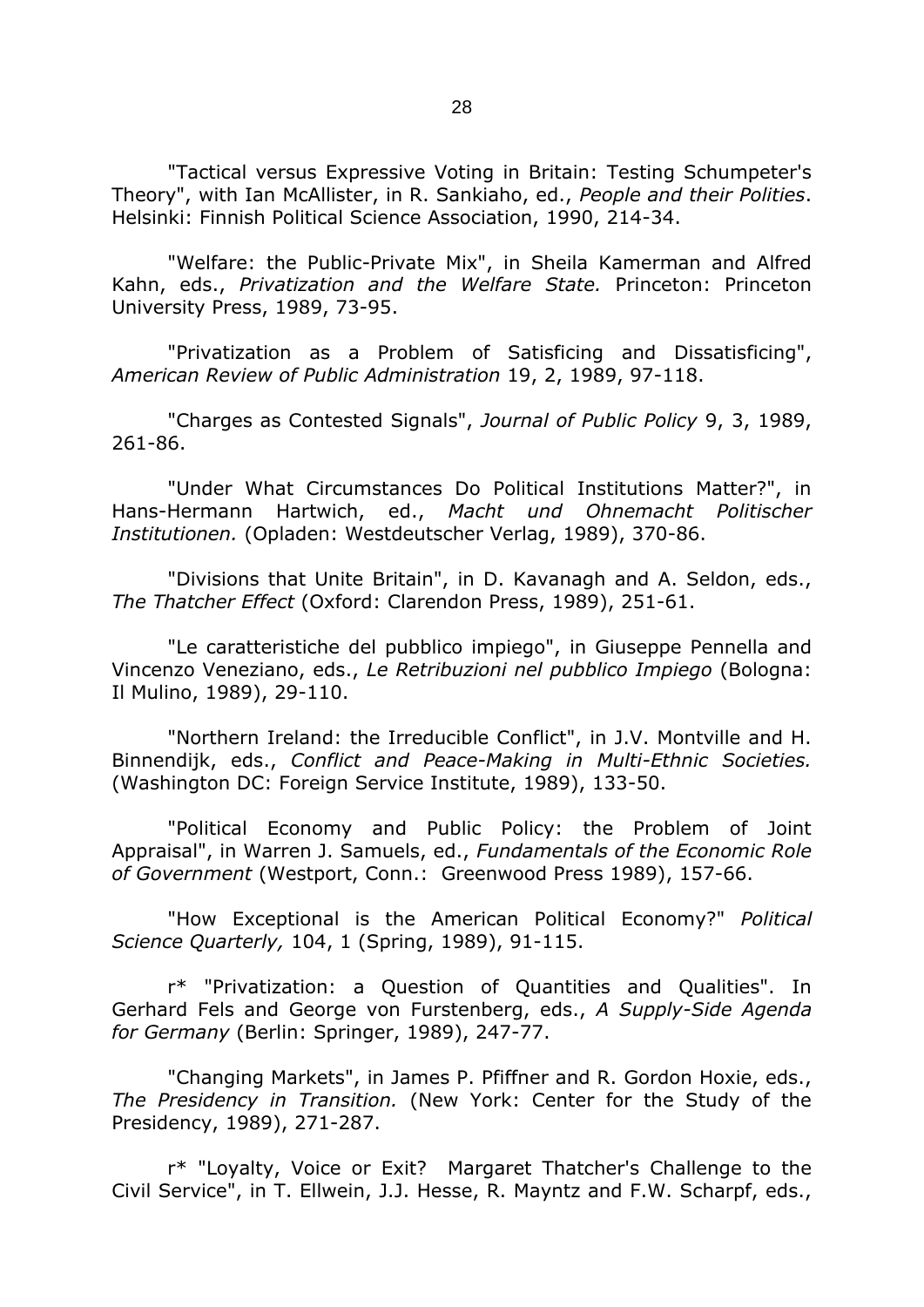"Tactical versus Expressive Voting in Britain: Testing Schumpeter's Theory", with Ian McAllister, in R. Sankiaho, ed., *People and their Polities*. Helsinki: Finnish Political Science Association, 1990, 214-34.

"Welfare: the Public-Private Mix", in Sheila Kamerman and Alfred Kahn, eds., *Privatization and the Welfare State.* Princeton: Princeton University Press, 1989, 73-95.

"Privatization as a Problem of Satisficing and Dissatisficing", *American Review of Public Administration* 19, 2, 1989, 97-118.

"Charges as Contested Signals", *Journal of Public Policy* 9, 3, 1989, 261-86.

"Under What Circumstances Do Political Institutions Matter?", in Hans-Hermann Hartwich, ed., *Macht und Ohnemacht Politischer Institutionen.* (Opladen: Westdeutscher Verlag, 1989), 370-86.

"Divisions that Unite Britain", in D. Kavanagh and A. Seldon, eds., *The Thatcher Effect* (Oxford: Clarendon Press, 1989), 251-61.

"Le caratteristiche del pubblico impiego", in Giuseppe Pennella and Vincenzo Veneziano, eds., *Le Retribuzioni nel pubblico Impiego* (Bologna: Il Mulino, 1989), 29-110.

"Northern Ireland: the Irreducible Conflict", in J.V. Montville and H. Binnendijk, eds., *Conflict and Peace-Making in Multi-Ethnic Societies.* (Washington DC: Foreign Service Institute, 1989), 133-50.

"Political Economy and Public Policy: the Problem of Joint Appraisal", in Warren J. Samuels, ed., *Fundamentals of the Economic Role of Government* (Westport, Conn.: Greenwood Press 1989), 157-66.

"How Exceptional is the American Political Economy?" *Political Science Quarterly,* 104, 1 (Spring, 1989), 91-115.

r* "Privatization: a Question of Quantities and Qualities". In Gerhard Fels and George von Furstenberg, eds., *A Supply-Side Agenda for Germany* (Berlin: Springer, 1989), 247-77.

"Changing Markets", in James P. Pfiffner and R. Gordon Hoxie, eds., *The Presidency in Transition.* (New York: Center for the Study of the Presidency, 1989), 271-287.

r* "Loyalty, Voice or Exit? Margaret Thatcher's Challenge to the Civil Service", in T. Ellwein, J.J. Hesse, R. Mayntz and F.W. Scharpf, eds.,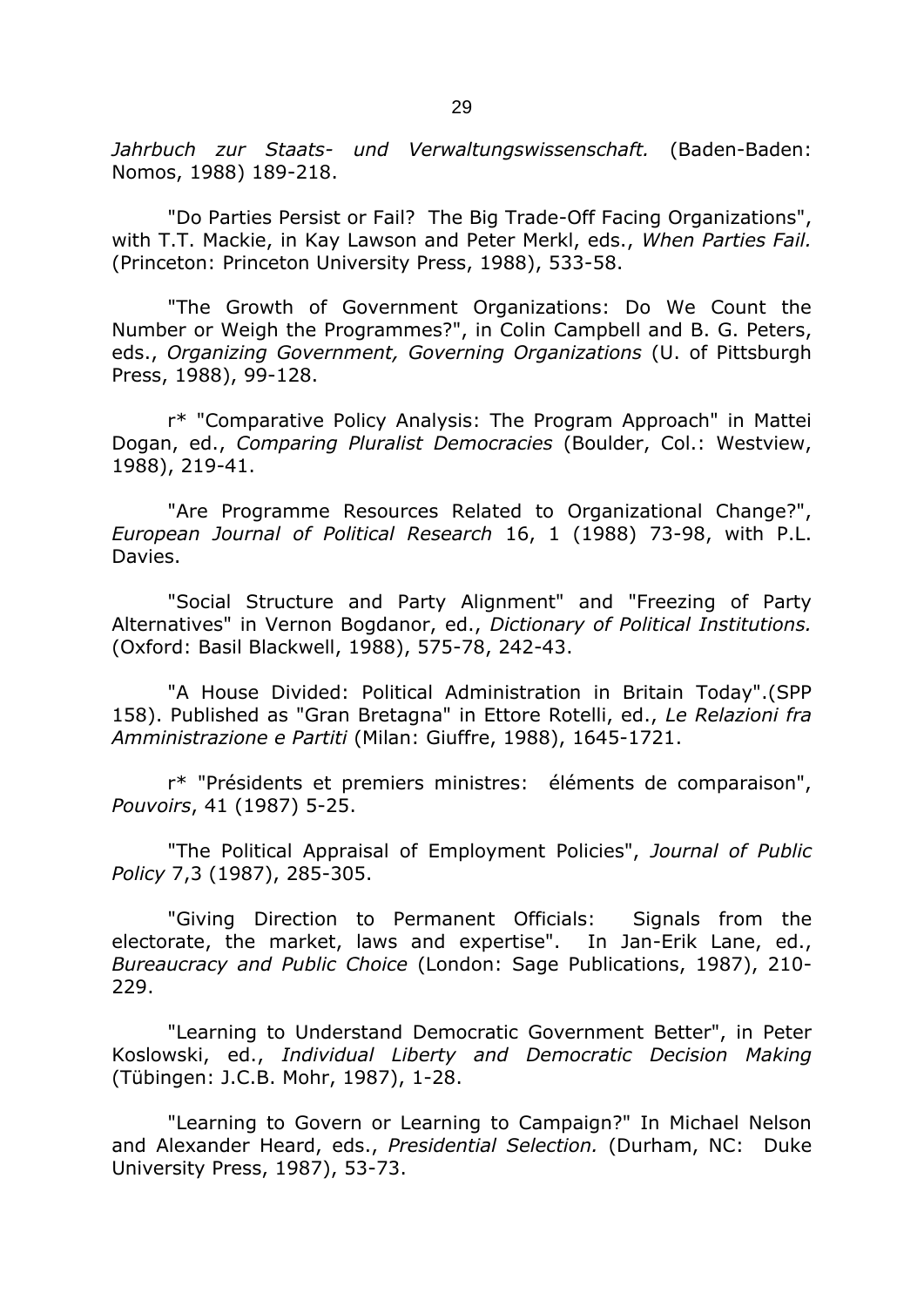*Jahrbuch zur Staats- und Verwaltungswissenschaft.* (Baden-Baden: Nomos, 1988) 189-218.

"Do Parties Persist or Fail? The Big Trade-Off Facing Organizations", with T.T. Mackie, in Kay Lawson and Peter Merkl, eds., *When Parties Fail.* (Princeton: Princeton University Press, 1988), 533-58.

"The Growth of Government Organizations: Do We Count the Number or Weigh the Programmes?", in Colin Campbell and B. G. Peters, eds., *Organizing Government, Governing Organizations* (U. of Pittsburgh Press, 1988), 99-128.

r* "Comparative Policy Analysis: The Program Approach" in Mattei Dogan, ed., *Comparing Pluralist Democracies* (Boulder, Col.: Westview, 1988), 219-41.

"Are Programme Resources Related to Organizational Change?", *European Journal of Political Research* 16, 1 (1988) 73-98, with P.L. Davies.

"Social Structure and Party Alignment" and "Freezing of Party Alternatives" in Vernon Bogdanor, ed., *Dictionary of Political Institutions.* (Oxford: Basil Blackwell, 1988), 575-78, 242-43.

"A House Divided: Political Administration in Britain Today".(SPP 158). Published as "Gran Bretagna" in Ettore Rotelli, ed., *Le Relazioni fra Amministrazione e Partiti* (Milan: Giuffre, 1988), 1645-1721.

r* "Présidents et premiers ministres: éléments de comparaison", *Pouvoirs*, 41 (1987) 5-25.

"The Political Appraisal of Employment Policies", *Journal of Public Policy* 7,3 (1987), 285-305.

"Giving Direction to Permanent Officials: Signals from the electorate, the market, laws and expertise". In Jan-Erik Lane, ed., *Bureaucracy and Public Choice* (London: Sage Publications, 1987), 210-229.

"Learning to Understand Democratic Government Better", in Peter Koslowski, ed., *Individual Liberty and Democratic Decision Making* (Tübingen: J.C.B. Mohr, 1987), 1-28.

"Learning to Govern or Learning to Campaign?" In Michael Nelson and Alexander Heard, eds., *Presidential Selection.* (Durham, NC: Duke University Press, 1987), 53-73.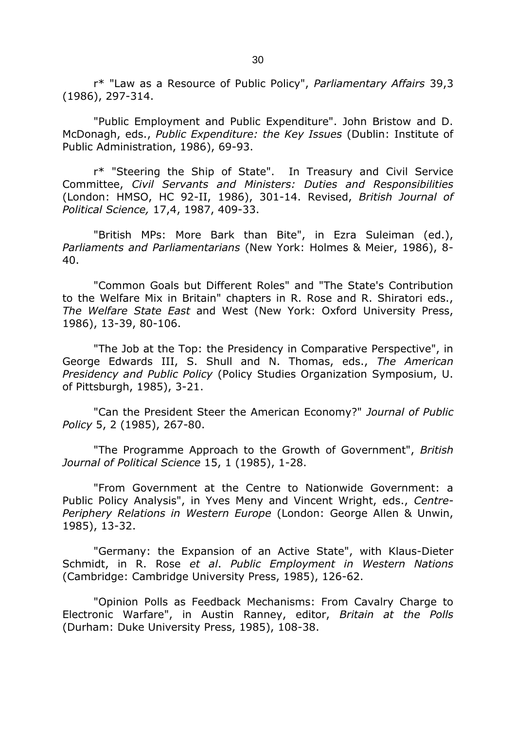r* "Law as a Resource of Public Policy", *Parliamentary Affairs* 39,3 (1986), 297-314.

"Public Employment and Public Expenditure". John Bristow and D. McDonagh, eds., *Public Expenditure: the Key Issues* (Dublin: Institute of Public Administration, 1986), 69-93.

r* "Steering the Ship of State". In Treasury and Civil Service Committee, *Civil Servants and Ministers: Duties and Responsibilities* (London: HMSO, HC 92-II, 1986), 301-14. Revised, *British Journal of Political Science,* 17,4, 1987, 409-33.

"British MPs: More Bark than Bite", in Ezra Suleiman (ed.), *Parliaments and Parliamentarians* (New York: Holmes & Meier, 1986), 8-40.

"Common Goals but Different Roles" and "The State's Contribution to the Welfare Mix in Britain" chapters in R. Rose and R. Shiratori eds., *The Welfare State East* and West (New York: Oxford University Press, 1986), 13-39, 80-106.

"The Job at the Top: the Presidency in Comparative Perspective", in George Edwards III, S. Shull and N. Thomas, eds., *The American Presidency and Public Policy* (Policy Studies Organization Symposium, U. of Pittsburgh, 1985), 3-21.

"Can the President Steer the American Economy?" *Journal of Public Policy* 5, 2 (1985), 267-80.

"The Programme Approach to the Growth of Government", *British Journal of Political Science* 15, 1 (1985), 1-28.

"From Government at the Centre to Nationwide Government: a Public Policy Analysis", in Yves Meny and Vincent Wright, eds., *Centre-Periphery Relations in Western Europe* (London: George Allen & Unwin, 1985), 13-32.

"Germany: the Expansion of an Active State", with Klaus-Dieter Schmidt, in R. Rose *et al*. *Public Employment in Western Nations* (Cambridge: Cambridge University Press, 1985), 126-62.

"Opinion Polls as Feedback Mechanisms: From Cavalry Charge to Electronic Warfare", in Austin Ranney, editor, *Britain at the Polls* (Durham: Duke University Press, 1985), 108-38.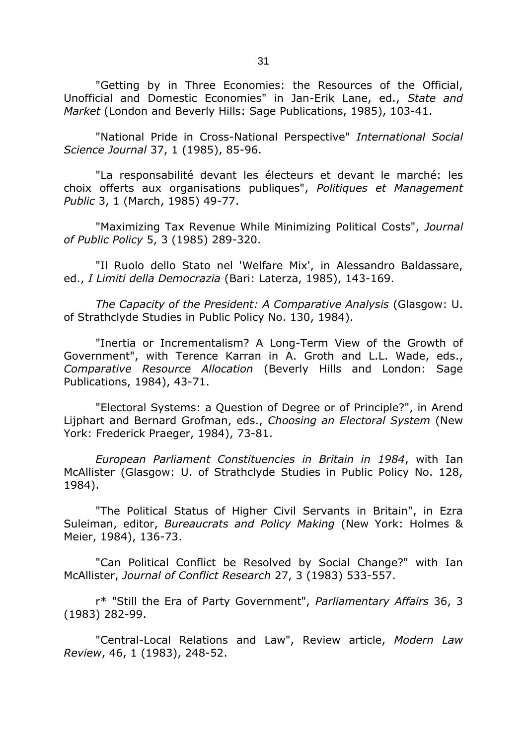"Getting by in Three Economies: the Resources of the Official, Unofficial and Domestic Economies" in Jan-Erik Lane, ed., *State and Market* (London and Beverly Hills: Sage Publications, 1985), 103-41.

"National Pride in Cross-National Perspective" *International Social Science Journal* 37, 1 (1985), 85-96.

"La responsabilité devant les électeurs et devant le marché: les choix offerts aux organisations publiques", *Politiques et Management Public* 3, 1 (March, 1985) 49-77.

"Maximizing Tax Revenue While Minimizing Political Costs", *Journal of Public Policy* 5, 3 (1985) 289-320.

"Il Ruolo dello Stato nel 'Welfare Mix', in Alessandro Baldassare, ed., *I Limiti della Democrazia* (Bari: Laterza, 1985), 143-169.

*The Capacity of the President: A Comparative Analysis* (Glasgow: U. of Strathclyde Studies in Public Policy No. 130, 1984).

"Inertia or Incrementalism? A Long-Term View of the Growth of Government", with Terence Karran in A. Groth and L.L. Wade, eds., *Comparative Resource Allocation* (Beverly Hills and London: Sage Publications, 1984), 43-71.

"Electoral Systems: a Question of Degree or of Principle?", in Arend Lijphart and Bernard Grofman, eds., *Choosing an Electoral System* (New York: Frederick Praeger, 1984), 73-81.

*European Parliament Constituencies in Britain in 1984*, with Ian McAllister (Glasgow: U. of Strathclyde Studies in Public Policy No. 128, 1984).

"The Political Status of Higher Civil Servants in Britain", in Ezra Suleiman, editor, *Bureaucrats and Policy Making* (New York: Holmes & Meier, 1984), 136-73.

"Can Political Conflict be Resolved by Social Change?" with Ian McAllister, *Journal of Conflict Research* 27, 3 (1983) 533-557.

r* "Still the Era of Party Government", *Parliamentary Affairs* 36, 3 (1983) 282-99.

"Central-Local Relations and Law", Review article, *Modern Law Review*, 46, 1 (1983), 248-52.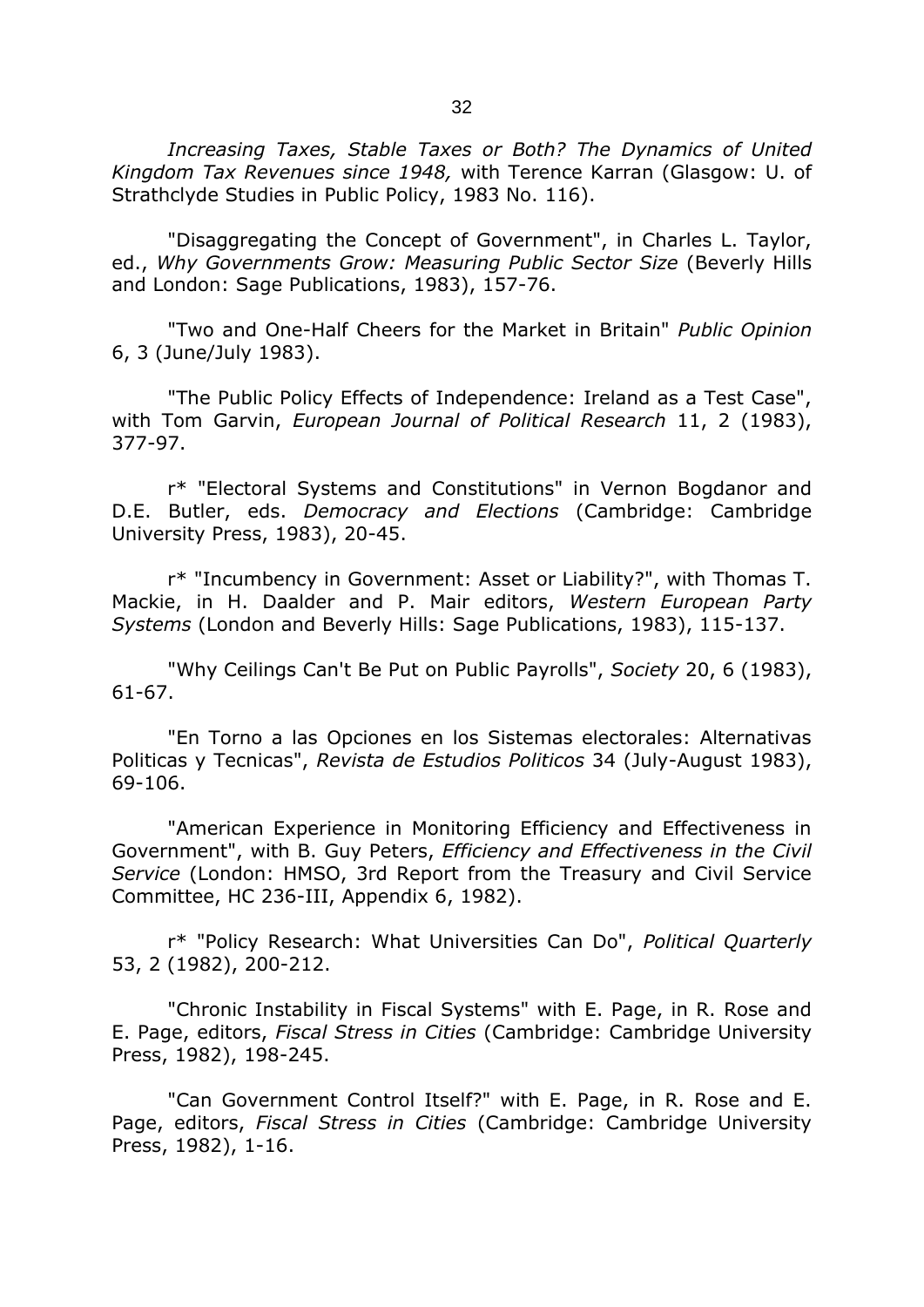*Increasing Taxes, Stable Taxes or Both? The Dynamics of United Kingdom Tax Revenues since 1948,* with Terence Karran (Glasgow: U. of Strathclyde Studies in Public Policy, 1983 No. 116).

"Disaggregating the Concept of Government", in Charles L. Taylor, ed., *Why Governments Grow: Measuring Public Sector Size* (Beverly Hills and London: Sage Publications, 1983), 157-76.

"Two and One-Half Cheers for the Market in Britain" *Public Opinion* 6, 3 (June/July 1983).

"The Public Policy Effects of Independence: Ireland as a Test Case", with Tom Garvin, *European Journal of Political Research* 11, 2 (1983), 377-97.

r* "Electoral Systems and Constitutions" in Vernon Bogdanor and D.E. Butler, eds. *Democracy and Elections* (Cambridge: Cambridge University Press, 1983), 20-45.

r* "Incumbency in Government: Asset or Liability?", with Thomas T. Mackie, in H. Daalder and P. Mair editors, *Western European Party Systems* (London and Beverly Hills: Sage Publications, 1983), 115-137.

"Why Ceilings Can't Be Put on Public Payrolls", *Society* 20, 6 (1983), 61-67.

"En Torno a las Opciones en los Sistemas electorales: Alternativas Politicas y Tecnicas", *Revista de Estudios Politicos* 34 (July-August 1983), 69-106.

"American Experience in Monitoring Efficiency and Effectiveness in Government", with B. Guy Peters, *Efficiency and Effectiveness in the Civil Service* (London: HMSO, 3rd Report from the Treasury and Civil Service Committee, HC 236-III, Appendix 6, 1982).

r* "Policy Research: What Universities Can Do", *Political Quarterly* 53, 2 (1982), 200-212.

"Chronic Instability in Fiscal Systems" with E. Page, in R. Rose and E. Page, editors, *Fiscal Stress in Cities* (Cambridge: Cambridge University Press, 1982), 198-245.

"Can Government Control Itself?" with E. Page, in R. Rose and E. Page, editors, *Fiscal Stress in Cities* (Cambridge: Cambridge University Press, 1982), 1-16.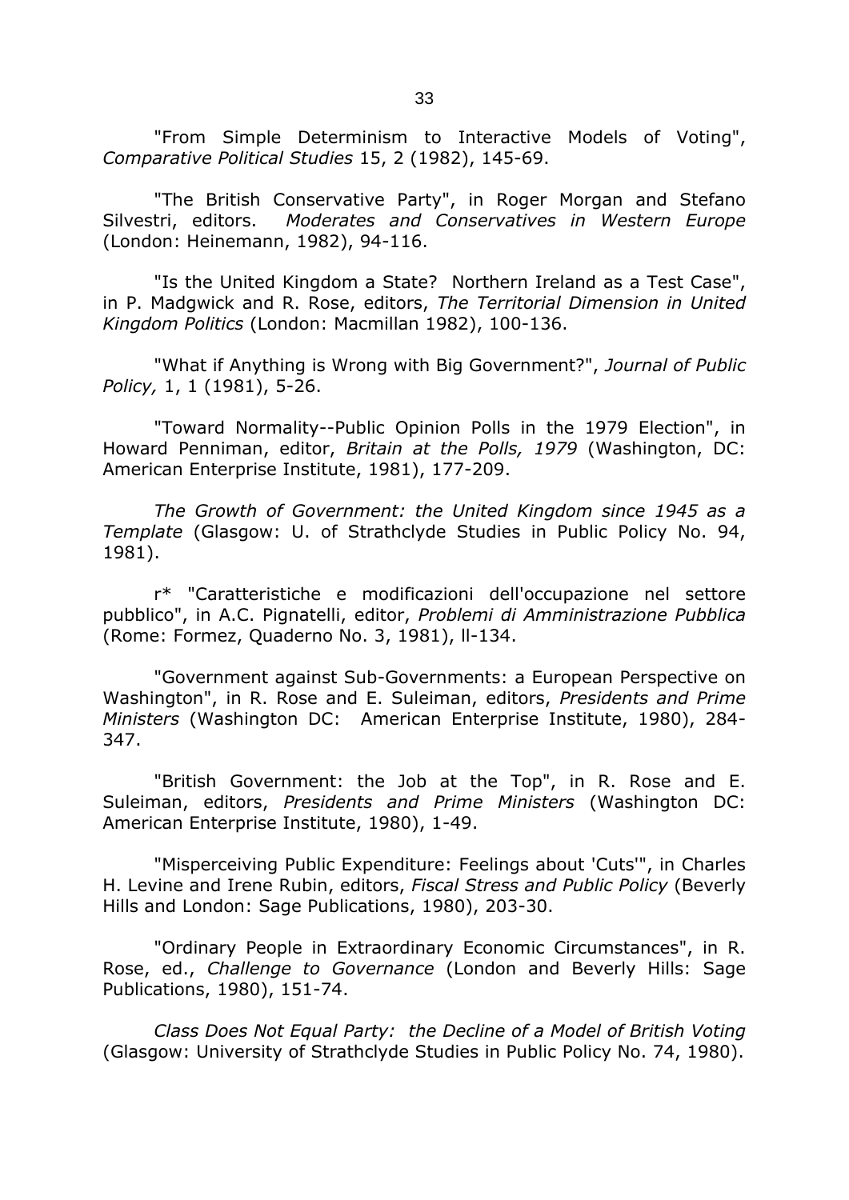"From Simple Determinism to Interactive Models of Voting", *Comparative Political Studies* 15, 2 (1982), 145-69.

"The British Conservative Party", in Roger Morgan and Stefano Silvestri, editors. *Moderates and Conservatives in Western Europe* (London: Heinemann, 1982), 94-116.

"Is the United Kingdom a State? Northern Ireland as a Test Case", in P. Madgwick and R. Rose, editors, *The Territorial Dimension in United Kingdom Politics* (London: Macmillan 1982), 100-136.

"What if Anything is Wrong with Big Government?", *Journal of Public Policy,* 1, 1 (1981), 5-26.

"Toward Normality--Public Opinion Polls in the 1979 Election", in Howard Penniman, editor, *Britain at the Polls, 1979* (Washington, DC: American Enterprise Institute, 1981), 177-209.

*The Growth of Government: the United Kingdom since 1945 as a Template* (Glasgow: U. of Strathclyde Studies in Public Policy No. 94, 1981).

r* "Caratteristiche e modificazioni dell'occupazione nel settore pubblico", in A.C. Pignatelli, editor, *Problemi di Amministrazione Pubblica* (Rome: Formez, Quaderno No. 3, 1981), ll-134.

"Government against Sub-Governments: a European Perspective on Washington", in R. Rose and E. Suleiman, editors, *Presidents and Prime Ministers* (Washington DC: American Enterprise Institute, 1980), 284-347.

"British Government: the Job at the Top", in R. Rose and E. Suleiman, editors, *Presidents and Prime Ministers* (Washington DC: American Enterprise Institute, 1980), 1-49.

"Misperceiving Public Expenditure: Feelings about 'Cuts'", in Charles H. Levine and Irene Rubin, editors, *Fiscal Stress and Public Policy* (Beverly Hills and London: Sage Publications, 1980), 203-30.

"Ordinary People in Extraordinary Economic Circumstances", in R. Rose, ed., *Challenge to Governance* (London and Beverly Hills: Sage Publications, 1980), 151-74.

*Class Does Not Equal Party: the Decline of a Model of British Voting* (Glasgow: University of Strathclyde Studies in Public Policy No. 74, 1980).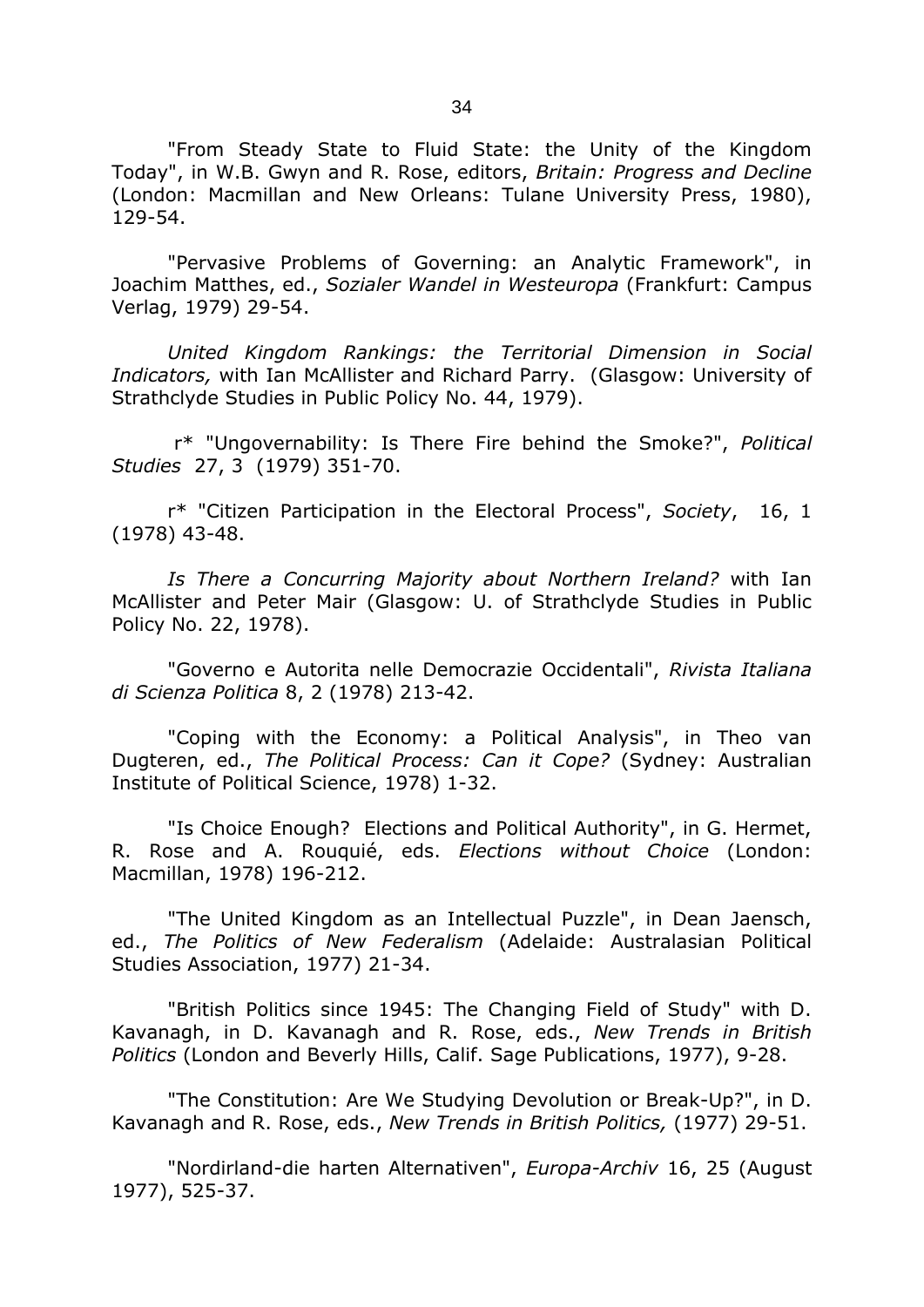"From Steady State to Fluid State: the Unity of the Kingdom Today", in W.B. Gwyn and R. Rose, editors, *Britain: Progress and Decline* (London: Macmillan and New Orleans: Tulane University Press, 1980), 129-54.

"Pervasive Problems of Governing: an Analytic Framework", in Joachim Matthes, ed., *Sozialer Wandel in Westeuropa* (Frankfurt: Campus Verlag, 1979) 29-54.

*United Kingdom Rankings: the Territorial Dimension in Social Indicators,* with Ian McAllister and Richard Parry. (Glasgow: University of Strathclyde Studies in Public Policy No. 44, 1979).

r* "Ungovernability: Is There Fire behind the Smoke?", *Political Studies* 27, 3 (1979) 351-70.

r* "Citizen Participation in the Electoral Process", *Society*, 16, 1 (1978) 43-48.

*Is There a Concurring Majority about Northern Ireland?* with Ian McAllister and Peter Mair (Glasgow: U. of Strathclyde Studies in Public Policy No. 22, 1978).

"Governo e Autorita nelle Democrazie Occidentali", *Rivista Italiana di Scienza Politica* 8, 2 (1978) 213-42.

"Coping with the Economy: a Political Analysis", in Theo van Dugteren, ed., *The Political Process: Can it Cope?* (Sydney: Australian Institute of Political Science, 1978) 1-32.

"Is Choice Enough? Elections and Political Authority", in G. Hermet, R. Rose and A. Rouquié, eds. *Elections without Choice* (London: Macmillan, 1978) 196-212.

"The United Kingdom as an Intellectual Puzzle", in Dean Jaensch, ed., *The Politics of New Federalism* (Adelaide: Australasian Political Studies Association, 1977) 21-34.

"British Politics since 1945: The Changing Field of Study" with D. Kavanagh, in D. Kavanagh and R. Rose, eds., *New Trends in British Politics* (London and Beverly Hills, Calif. Sage Publications, 1977), 9-28.

"The Constitution: Are We Studying Devolution or Break-Up?", in D. Kavanagh and R. Rose, eds., *New Trends in British Politics,* (1977) 29-51.

"Nordirland-die harten Alternativen", *Europa-Archiv* 16, 25 (August 1977), 525-37.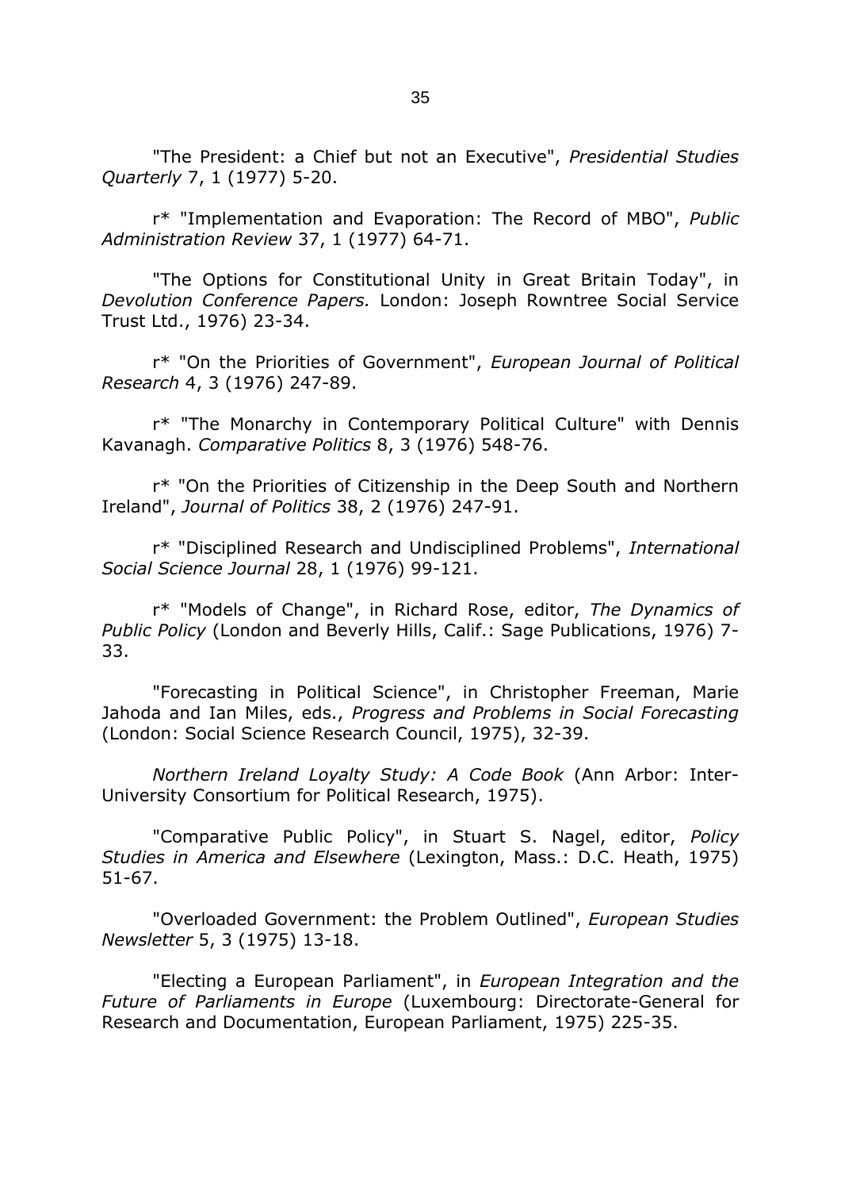"The President: a Chief but not an Executive", *Presidential Studies Quarterly* 7, 1 (1977) 5-20.

r* "Implementation and Evaporation: The Record of MBO", *Public Administration Review* 37, 1 (1977) 64-71.

"The Options for Constitutional Unity in Great Britain Today", in *Devolution Conference Papers.* London: Joseph Rowntree Social Service Trust Ltd., 1976) 23-34.

r* "On the Priorities of Government", *European Journal of Political Research* 4, 3 (1976) 247-89.

r* "The Monarchy in Contemporary Political Culture" with Dennis Kavanagh. *Comparative Politics* 8, 3 (1976) 548-76.

r* "On the Priorities of Citizenship in the Deep South and Northern Ireland", *Journal of Politics* 38, 2 (1976) 247-91.

r* "Disciplined Research and Undisciplined Problems", *International Social Science Journal* 28, 1 (1976) 99-121.

r* "Models of Change", in Richard Rose, editor, *The Dynamics of Public Policy* (London and Beverly Hills, Calif.: Sage Publications, 1976) 7-33.

"Forecasting in Political Science", in Christopher Freeman, Marie Jahoda and Ian Miles, eds., *Progress and Problems in Social Forecasting* (London: Social Science Research Council, 1975), 32-39.

*Northern Ireland Loyalty Study: A Code Book* (Ann Arbor: Inter-University Consortium for Political Research, 1975).

"Comparative Public Policy", in Stuart S. Nagel, editor, *Policy Studies in America and Elsewhere* (Lexington, Mass.: D.C. Heath, 1975) 51-67.

"Overloaded Government: the Problem Outlined", *European Studies Newsletter* 5, 3 (1975) 13-18.

"Electing a European Parliament", in *European Integration and the Future of Parliaments in Europe* (Luxembourg: Directorate-General for Research and Documentation, European Parliament, 1975) 225-35.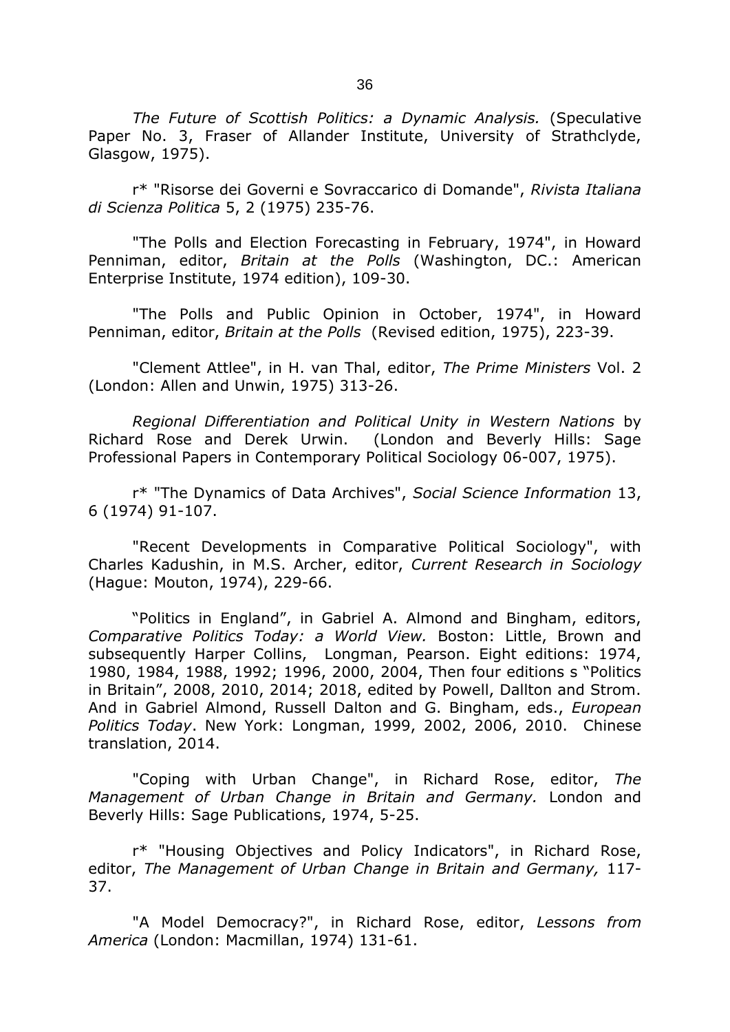*The Future of Scottish Politics: a Dynamic Analysis.* (Speculative Paper No. 3, Fraser of Allander Institute, University of Strathclyde, Glasgow, 1975).

r* "Risorse dei Governi e Sovraccarico di Domande", *Rivista Italiana di Scienza Politica* 5, 2 (1975) 235-76.

"The Polls and Election Forecasting in February, 1974", in Howard Penniman, editor, *Britain at the Polls* (Washington, DC.: American Enterprise Institute, 1974 edition), 109-30.

"The Polls and Public Opinion in October, 1974", in Howard Penniman, editor, *Britain at the Polls* (Revised edition, 1975), 223-39.

"Clement Attlee", in H. van Thal, editor, *The Prime Ministers* Vol. 2 (London: Allen and Unwin, 1975) 313-26.

*Regional Differentiation and Political Unity in Western Nations* by Richard Rose and Derek Urwin. (London and Beverly Hills: Sage Professional Papers in Contemporary Political Sociology 06-007, 1975).

r* "The Dynamics of Data Archives", *Social Science Information* 13, 6 (1974) 91-107.

"Recent Developments in Comparative Political Sociology", with Charles Kadushin, in M.S. Archer, editor, *Current Research in Sociology* (Hague: Mouton, 1974), 229-66.

"Politics in England", in Gabriel A. Almond and Bingham, editors, *Comparative Politics Today: a World View.* Boston: Little, Brown and subsequently Harper Collins, Longman, Pearson. Eight editions: 1974, 1980, 1984, 1988, 1992; 1996, 2000, 2004, Then four editions s "Politics in Britain", 2008, 2010, 2014; 2018, edited by Powell, Dallton and Strom. And in Gabriel Almond, Russell Dalton and G. Bingham, eds., *European Politics Today*. New York: Longman, 1999, 2002, 2006, 2010. Chinese translation, 2014.

"Coping with Urban Change", in Richard Rose, editor, *The Management of Urban Change in Britain and Germany.* London and Beverly Hills: Sage Publications, 1974, 5-25.

r* "Housing Objectives and Policy Indicators", in Richard Rose, editor, *The Management of Urban Change in Britain and Germany,* 117-37.

"A Model Democracy?", in Richard Rose, editor, *Lessons from America* (London: Macmillan, 1974) 131-61.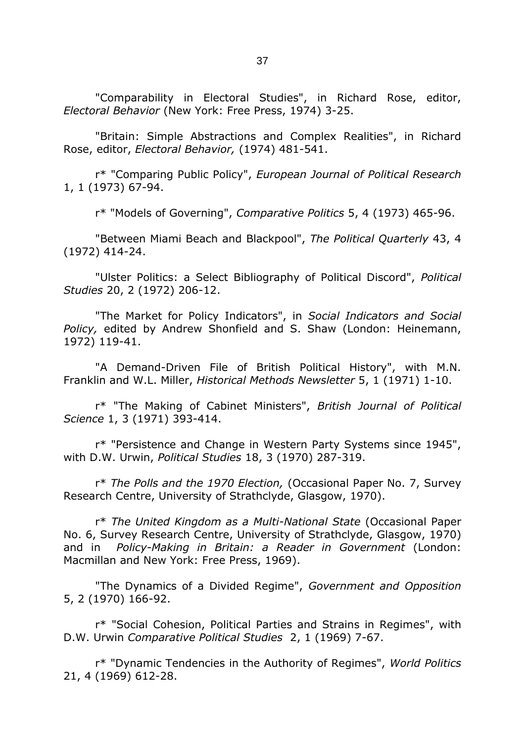"Comparability in Electoral Studies", in Richard Rose, editor, *Electoral Behavior* (New York: Free Press, 1974) 3-25.

"Britain: Simple Abstractions and Complex Realities", in Richard Rose, editor, *Electoral Behavior,* (1974) 481-541.

r* "Comparing Public Policy", *European Journal of Political Research* 1, 1 (1973) 67-94.

r* "Models of Governing", *Comparative Politics* 5, 4 (1973) 465-96.

"Between Miami Beach and Blackpool", *The Political Quarterly* 43, 4 (1972) 414-24.

"Ulster Politics: a Select Bibliography of Political Discord", *Political Studies* 20, 2 (1972) 206-12.

"The Market for Policy Indicators", in *Social Indicators and Social Policy,* edited by Andrew Shonfield and S. Shaw (London: Heinemann, 1972) 119-41.

"A Demand-Driven File of British Political History", with M.N. Franklin and W.L. Miller, *Historical Methods Newsletter* 5, 1 (1971) 1-10.

r* "The Making of Cabinet Ministers", *British Journal of Political Science* 1, 3 (1971) 393-414.

r* "Persistence and Change in Western Party Systems since 1945", with D.W. Urwin, *Political Studies* 18, 3 (1970) 287-319.

r* *The Polls and the 1970 Election,* (Occasional Paper No. 7, Survey Research Centre, University of Strathclyde, Glasgow, 1970).

r* *The United Kingdom as a Multi-National State* (Occasional Paper No. 6, Survey Research Centre, University of Strathclyde, Glasgow, 1970) and in *Policy-Making in Britain: a Reader in Government* (London: Macmillan and New York: Free Press, 1969).

"The Dynamics of a Divided Regime", *Government and Opposition* 5, 2 (1970) 166-92.

r* "Social Cohesion, Political Parties and Strains in Regimes", with D.W. Urwin *Comparative Political Studies* 2, 1 (1969) 7-67.

r* "Dynamic Tendencies in the Authority of Regimes", *World Politics* 21, 4 (1969) 612-28.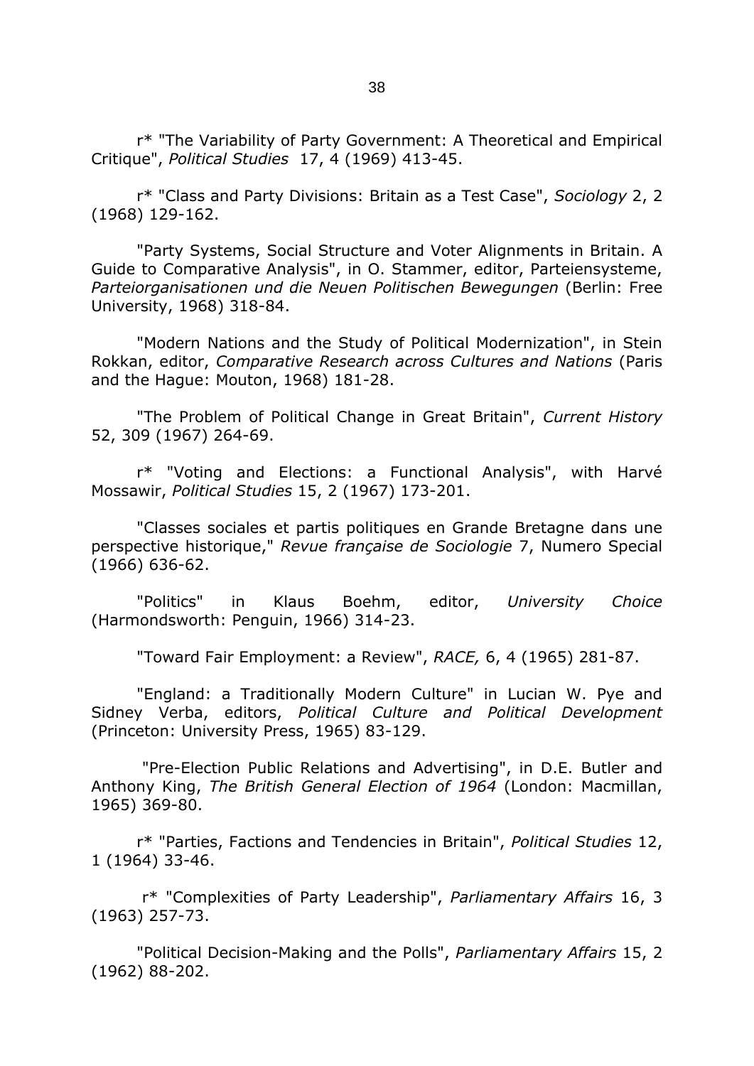r* "The Variability of Party Government: A Theoretical and Empirical Critique", *Political Studies* 17, 4 (1969) 413-45.

r* "Class and Party Divisions: Britain as a Test Case", *Sociology* 2, 2 (1968) 129-162.

"Party Systems, Social Structure and Voter Alignments in Britain. A Guide to Comparative Analysis", in O. Stammer, editor, Parteiensysteme, *Parteiorganisationen und die Neuen Politischen Bewegungen* (Berlin: Free University, 1968) 318-84.

"Modern Nations and the Study of Political Modernization", in Stein Rokkan, editor, *Comparative Research across Cultures and Nations* (Paris and the Hague: Mouton, 1968) 181-28.

"The Problem of Political Change in Great Britain", *Current History* 52, 309 (1967) 264-69.

r* "Voting and Elections: a Functional Analysis", with Harvé Mossawir, *Political Studies* 15, 2 (1967) 173-201.

"Classes sociales et partis politiques en Grande Bretagne dans une perspective historique," *Revue française de Sociologie* 7, Numero Special (1966) 636-62.

"Politics" in Klaus Boehm, editor, *University Choice* (Harmondsworth: Penguin, 1966) 314-23.

"Toward Fair Employment: a Review", *RACE,* 6, 4 (1965) 281-87.

"England: a Traditionally Modern Culture" in Lucian W. Pye and Sidney Verba, editors, *Political Culture and Political Development* (Princeton: University Press, 1965) 83-129.

"Pre-Election Public Relations and Advertising", in D.E. Butler and Anthony King, *The British General Election of 1964* (London: Macmillan, 1965) 369-80.

r* "Parties, Factions and Tendencies in Britain", *Political Studies* 12, 1 (1964) 33-46.

r* "Complexities of Party Leadership", *Parliamentary Affairs* 16, 3 (1963) 257-73.

"Political Decision-Making and the Polls", *Parliamentary Affairs* 15, 2 (1962) 88-202.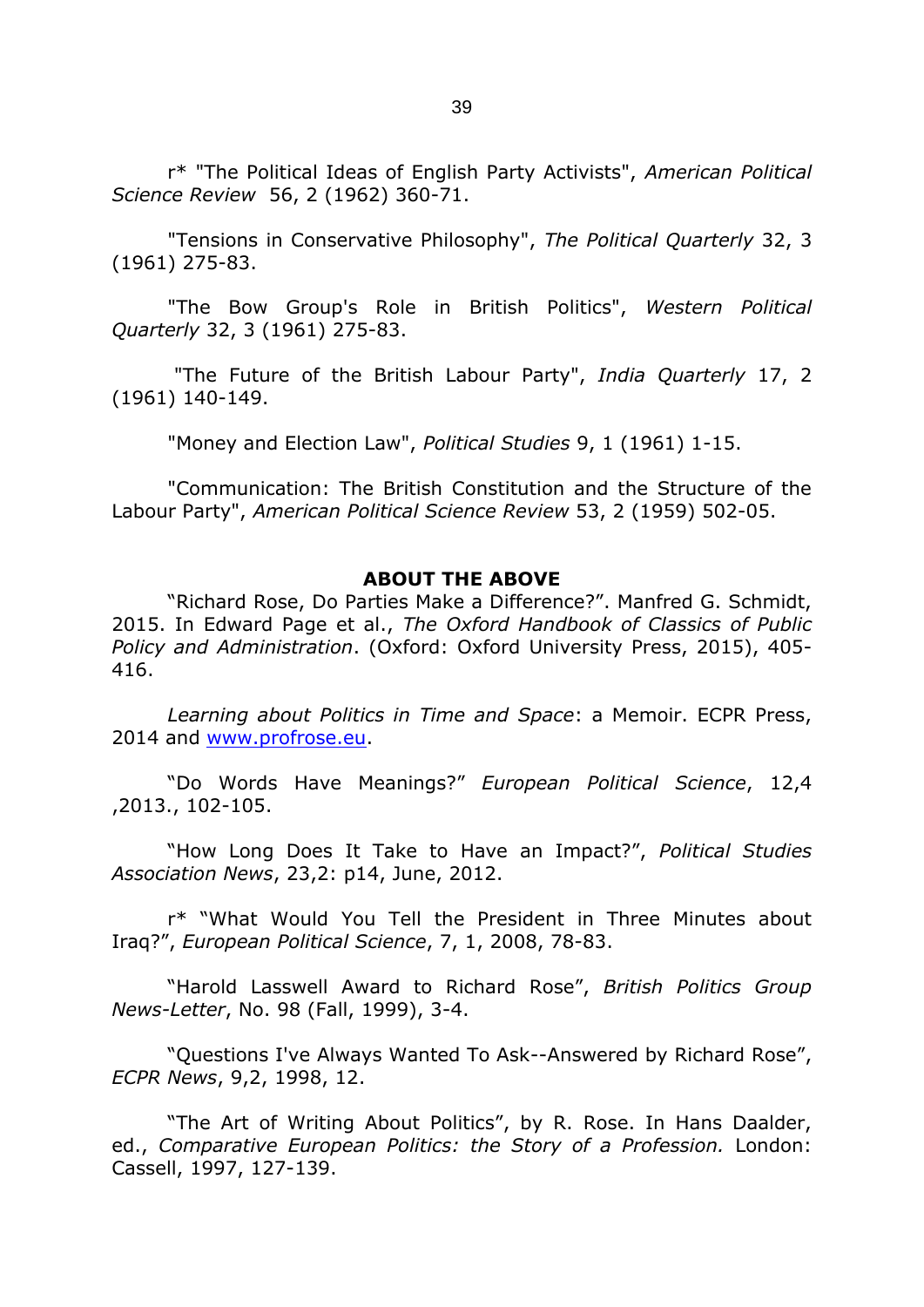r* "The Political Ideas of English Party Activists", *American Political Science Review* 56, 2 (1962) 360-71.

"Tensions in Conservative Philosophy", *The Political Quarterly* 32, 3 (1961) 275-83.

"The Bow Group's Role in British Politics", *Western Political Quarterly* 32, 3 (1961) 275-83.

"The Future of the British Labour Party", *India Quarterly* 17, 2 (1961) 140-149.

"Money and Election Law", *Political Studies* 9, 1 (1961) 1-15.

"Communication: The British Constitution and the Structure of the Labour Party", *American Political Science Review* 53, 2 (1959) 502-05.

**ABOUT THE ABOVE**

"Richard Rose, Do Parties Make a Difference?". Manfred G. Schmidt, 2015. In Edward Page et al., *The Oxford Handbook of Classics of Public Policy and Administration*. (Oxford: Oxford University Press, 2015), 405-416.

*Learning about Politics in Time and Space*: a Memoir. ECPR Press, 2014 and [www.profrose.eu](www.profrose.eu).

"Do Words Have Meanings?" *European Political Science*, 12,4 ,2013., 102-105.

"How Long Does It Take to Have an Impact?", *Political Studies Association News*, 23,2: p14, June, 2012.

r* "What Would You Tell the President in Three Minutes about Iraq?", *European Political Science*, 7, 1, 2008, 78-83.

"Harold Lasswell Award to Richard Rose", *British Politics Group News-Letter*, No. 98 (Fall, 1999), 3-4.

"Questions I've Always Wanted To Ask--Answered by Richard Rose", *ECPR News*, 9,2, 1998, 12.

"The Art of Writing About Politics", by R. Rose. In Hans Daalder, ed., *Comparative European Politics: the Story of a Profession.* London: Cassell, 1997, 127-139.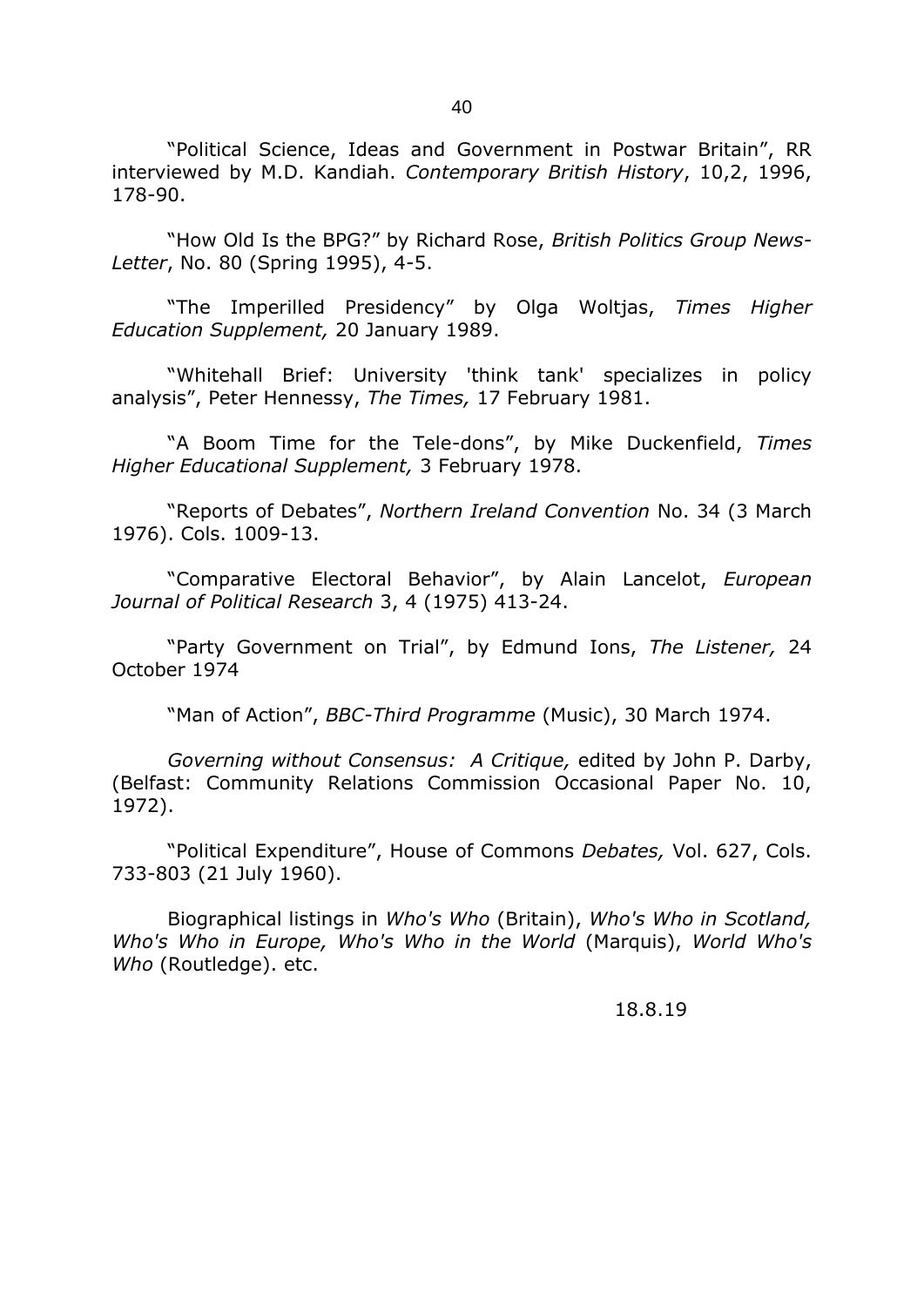"Political Science, Ideas and Government in Postwar Britain", RR interviewed by M.D. Kandiah. *Contemporary British History*, 10,2, 1996, 178-90.

"How Old Is the BPG?" by Richard Rose, *British Politics Group News-Letter*, No. 80 (Spring 1995), 4-5.

"The Imperilled Presidency" by Olga Woltjas, *Times Higher Education Supplement,* 20 January 1989.

"Whitehall Brief: University 'think tank' specializes in policy analysis", Peter Hennessy, *The Times,* 17 February 1981.

"A Boom Time for the Tele-dons", by Mike Duckenfield, *Times Higher Educational Supplement,* 3 February 1978.

"Reports of Debates", *Northern Ireland Convention* No. 34 (3 March 1976). Cols. 1009-13.

"Comparative Electoral Behavior", by Alain Lancelot, *European Journal of Political Research* 3, 4 (1975) 413-24.

"Party Government on Trial", by Edmund Ions, *The Listener,* 24 October 1974

"Man of Action", *BBC-Third Programme* (Music), 30 March 1974.

*Governing without Consensus: A Critique,* edited by John P. Darby, (Belfast: Community Relations Commission Occasional Paper No. 10, 1972).

"Political Expenditure", House of Commons *Debates,* Vol. 627, Cols. 733-803 (21 July 1960).

Biographical listings in *Who's Who* (Britain), *Who's Who in Scotland, Who's Who in Europe, Who's Who in the World* (Marquis), *World Who's Who* (Routledge). etc.

18.8.19